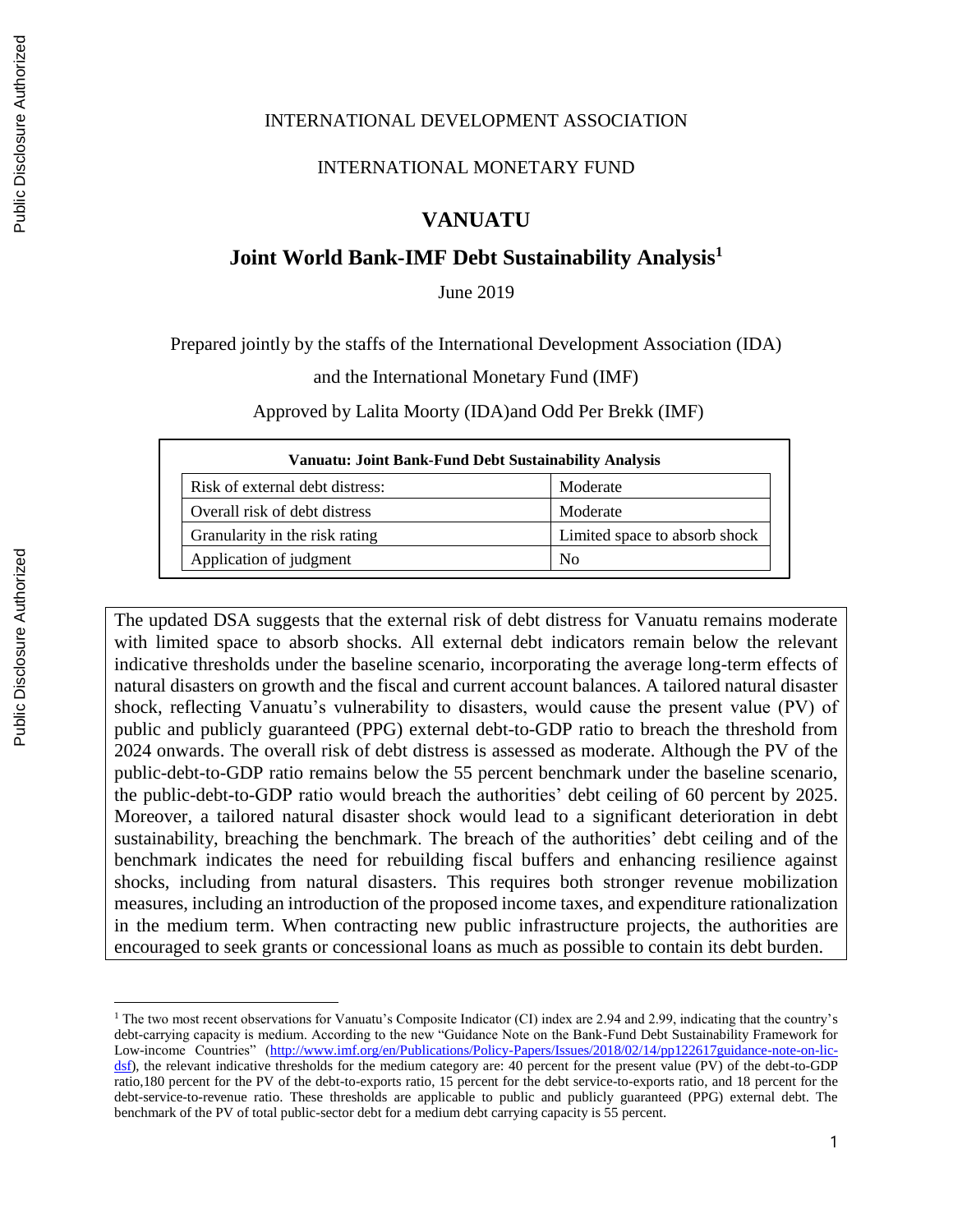INTERNATIONAL DEVELOPMENT ASSOCIATION

INTERNATIONAL MONETARY FUND

# VANUATU

## Joint World Bank-IMF Debt Sustainability Analysis[1]

June 2019

Prepared jointly by the staffs of the International Development Association (IDA)

and the International Monetary Fund (IMF)

Approved by Lalita Moorty (IDA)and Odd Per Brekk (IMF)

| Vanuatu: Joint Bank-Fund Debt Sustainability Analysis | |
|---|---|
| Risk of external debt distress: | Moderate |
| Overall risk of debt distress | Moderate |
| Granularity in the risk rating | Limited space to absorb shock |
| Application of judgment | No |

The updated DSA suggests that the external risk of debt distress for Vanuatu remains moderate with limited space to absorb shocks. All external debt indicators remain below the relevant indicative thresholds under the baseline scenario, incorporating the average long-term effects of natural disasters on growth and the fiscal and current account balances. A tailored natural disaster shock, reflecting Vanuatu's vulnerability to disasters, would cause the present value (PV) of public and publicly guaranteed (PPG) external debt-to-GDP ratio to breach the threshold from 2024 onwards. The overall risk of debt distress is assessed as moderate. Although the PV of the public-debt-to-GDP ratio remains below the 55 percent benchmark under the baseline scenario, the public-debt-to-GDP ratio would breach the authorities' debt ceiling of 60 percent by 2025. Moreover, a tailored natural disaster shock would lead to a significant deterioration in debt sustainability, breaching the benchmark. The breach of the authorities' debt ceiling and of the benchmark indicates the need for rebuilding fiscal buffers and enhancing resilience against shocks, including from natural disasters. This requires both stronger revenue mobilization measures, including an introduction of the proposed income taxes, and expenditure rationalization in the medium term. When contracting new public infrastructure projects, the authorities are encouraged to seek grants or concessional loans as much as possible to contain its debt burden.

[1] The two most recent observations for Vanuatu's Composite Indicator (CI) index are 2.94 and 2.99, indicating that the country's debt-carrying capacity is medium. According to the new "Guidance Note on the Bank-Fund Debt Sustainability Framework for Low-income Countries" (http://www.imf.org/en/Publications/Policy-Papers/Issues/2018/02/14/pp122617guidance-note-on-lic-dsf), the relevant indicative thresholds for the medium category are: 40 percent for the present value (PV) of the debt-to-GDP ratio,180 percent for the PV of the debt-to-exports ratio, 15 percent for the debt service-to-exports ratio, and 18 percent for the debt-service-to-revenue ratio. These thresholds are applicable to public and publicly guaranteed (PPG) external debt. The benchmark of the PV of total public-sector debt for a medium debt carrying capacity is 55 percent.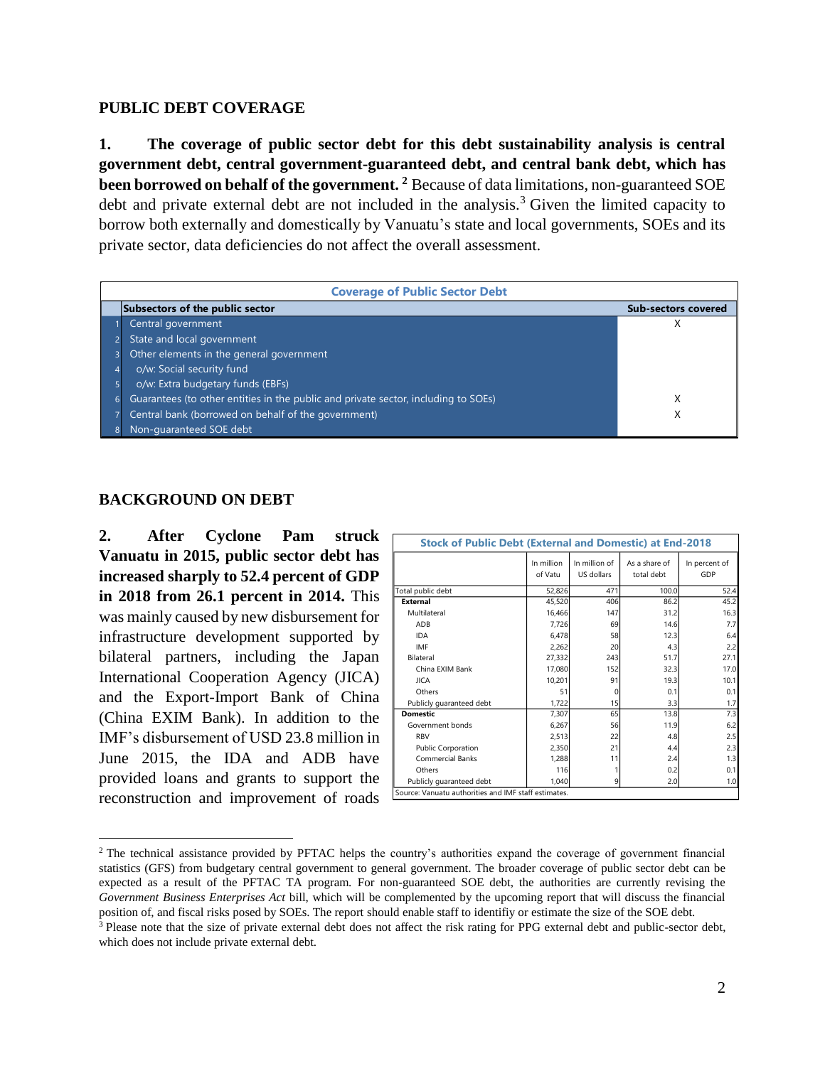## PUBLIC DEBT COVERAGE

**1. The coverage of public sector debt for this debt sustainability analysis is central government debt, central government-guaranteed debt, and central bank debt, which has been borrowed on behalf of the government.** [2] Because of data limitations, non-guaranteed SOE debt and private external debt are not included in the analysis.[3] Given the limited capacity to borrow both externally and domestically by Vanuatu's state and local governments, SOEs and its private sector, data deficiencies do not affect the overall assessment.

**Coverage of Public Sector Debt**

| | Subsectors of the public sector | Sub-sectors covered |
|---|---|---|
| 1 | Central government | X |
| 2 | State and local government | |
| 3 | Other elements in the general government | |
| 4 | o/w: Social security fund | |
| 5 | o/w: Extra budgetary funds (EBFs) | |
| 6 | Guarantees (to other entities in the public and private sector, including to SOEs) | X |
| 7 | Central bank (borrowed on behalf of the government) | X |
| 8 | Non-guaranteed SOE debt | |

## BACKGROUND ON DEBT

**2. After Cyclone Pam struck Vanuatu in 2015, public sector debt has increased sharply to 52.4 percent of GDP in 2018 from 26.1 percent in 2014.** This was mainly caused by new disbursement for infrastructure development supported by bilateral partners, including the Japan International Cooperation Agency (JICA) and the Export-Import Bank of China (China EXIM Bank). In addition to the IMF's disbursement of USD 23.8 million in June 2015, the IDA and ADB have provided loans and grants to support the reconstruction and improvement of roads

**Stock of Public Debt (External and Domestic) at End-2018**

| | In million of Vatu | In million of US dollars | As a share of total debt | In percent of GDP |
|---|---|---|---|---|
| Total public debt | 52,826 | 471 | 100.0 | 52.4 |
| **External** | 45,520 | 406 | 86.2 | 45.2 |
| Multilateral | 16,466 | 147 | 31.2 | 16.3 |
| ADB | 7,726 | 69 | 14.6 | 7.7 |
| IDA | 6,478 | 58 | 12.3 | 6.4 |
| IMF | 2,262 | 20 | 4.3 | 2.2 |
| Bilateral | 27,332 | 243 | 51.7 | 27.1 |
| China EXIM Bank | 17,080 | 152 | 32.3 | 17.0 |
| JICA | 10,201 | 91 | 19.3 | 10.1 |
| Others | 51 | 0 | 0.1 | 0.1 |
| Publicly guaranteed debt | 1,722 | 15 | 3.3 | 1.7 |
| **Domestic** | 7,307 | 65 | 13.8 | 7.3 |
| Government bonds | 6,267 | 56 | 11.9 | 6.2 |
| RBV | 2,513 | 22 | 4.8 | 2.5 |
| Public Corporation | 2,350 | 21 | 4.4 | 2.3 |
| Commercial Banks | 1,288 | 11 | 2.4 | 1.3 |
| Others | 116 | 1 | 0.2 | 0.1 |
| Publicly guaranteed debt | 1,040 | 9 | 2.0 | 1.0 |

Source: Vanuatu authorities and IMF staff estimates.

[2] The technical assistance provided by PFTAC helps the country's authorities expand the coverage of government financial statistics (GFS) from budgetary central government to general government. The broader coverage of public sector debt can be expected as a result of the PFTAC TA program. For non-guaranteed SOE debt, the authorities are currently revising the *Government Business Enterprises Act* bill, which will be complemented by the upcoming report that will discuss the financial position of, and fiscal risks posed by SOEs. The report should enable staff to identifiy or estimate the size of the SOE debt.

[3] Please note that the size of private external debt does not affect the risk rating for PPG external debt and public-sector debt, which does not include private external debt.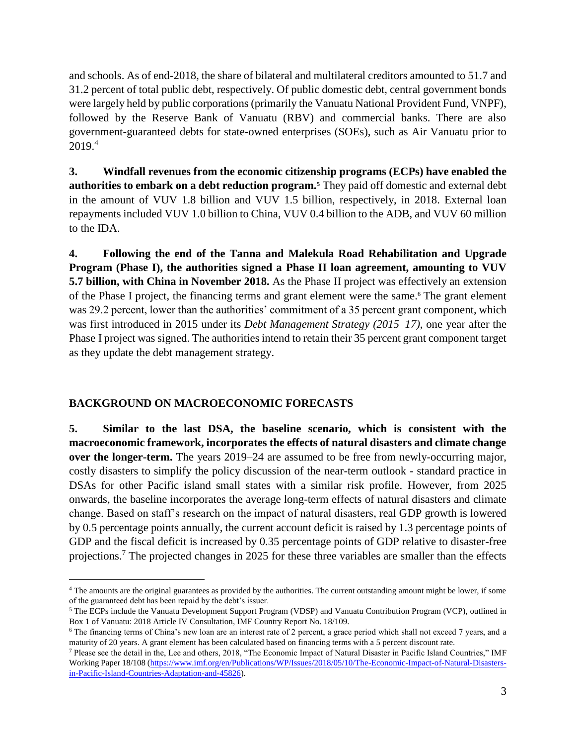and schools. As of end-2018, the share of bilateral and multilateral creditors amounted to 51.7 and 31.2 percent of total public debt, respectively. Of public domestic debt, central government bonds were largely held by public corporations (primarily the Vanuatu National Provident Fund, VNPF), followed by the Reserve Bank of Vanuatu (RBV) and commercial banks. There are also government-guaranteed debts for state-owned enterprises (SOEs), such as Air Vanuatu prior to 2019.[4]

**3. Windfall revenues from the economic citizenship programs (ECPs) have enabled the authorities to embark on a debt reduction program.**[5] They paid off domestic and external debt in the amount of VUV 1.8 billion and VUV 1.5 billion, respectively, in 2018. External loan repayments included VUV 1.0 billion to China, VUV 0.4 billion to the ADB, and VUV 60 million to the IDA.

**4. Following the end of the Tanna and Malekula Road Rehabilitation and Upgrade Program (Phase I), the authorities signed a Phase II loan agreement, amounting to VUV 5.7 billion, with China in November 2018.** As the Phase II project was effectively an extension of the Phase I project, the financing terms and grant element were the same.[6] The grant element was 29.2 percent, lower than the authorities' commitment of a 35 percent grant component, which was first introduced in 2015 under its *Debt Management Strategy (2015–17)*, one year after the Phase I project was signed. The authorities intend to retain their 35 percent grant component target as they update the debt management strategy.

## BACKGROUND ON MACROECONOMIC FORECASTS

**5. Similar to the last DSA, the baseline scenario, which is consistent with the macroeconomic framework, incorporates the effects of natural disasters and climate change over the longer-term.** The years 2019–24 are assumed to be free from newly-occurring major, costly disasters to simplify the policy discussion of the near-term outlook - standard practice in DSAs for other Pacific island small states with a similar risk profile. However, from 2025 onwards, the baseline incorporates the average long-term effects of natural disasters and climate change. Based on staff's research on the impact of natural disasters, real GDP growth is lowered by 0.5 percentage points annually, the current account deficit is raised by 1.3 percentage points of GDP and the fiscal deficit is increased by 0.35 percentage points of GDP relative to disaster-free projections.[7] The projected changes in 2025 for these three variables are smaller than the effects

---

[4] The amounts are the original guarantees as provided by the authorities. The current outstanding amount might be lower, if some of the guaranteed debt has been repaid by the debt's issuer.

[5] The ECPs include the Vanuatu Development Support Program (VDSP) and Vanuatu Contribution Program (VCP), outlined in Box 1 of Vanuatu: 2018 Article IV Consultation, IMF Country Report No. 18/109.

[6] The financing terms of China's new loan are an interest rate of 2 percent, a grace period which shall not exceed 7 years, and a maturity of 20 years. A grant element has been calculated based on financing terms with a 5 percent discount rate.

[7] Please see the detail in the, Lee and others, 2018, "The Economic Impact of Natural Disaster in Pacific Island Countries," IMF Working Paper 18/108 (https://www.imf.org/en/Publications/WP/Issues/2018/05/10/The-Economic-Impact-of-Natural-Disasters-in-Pacific-Island-Countries-Adaptation-and-45826).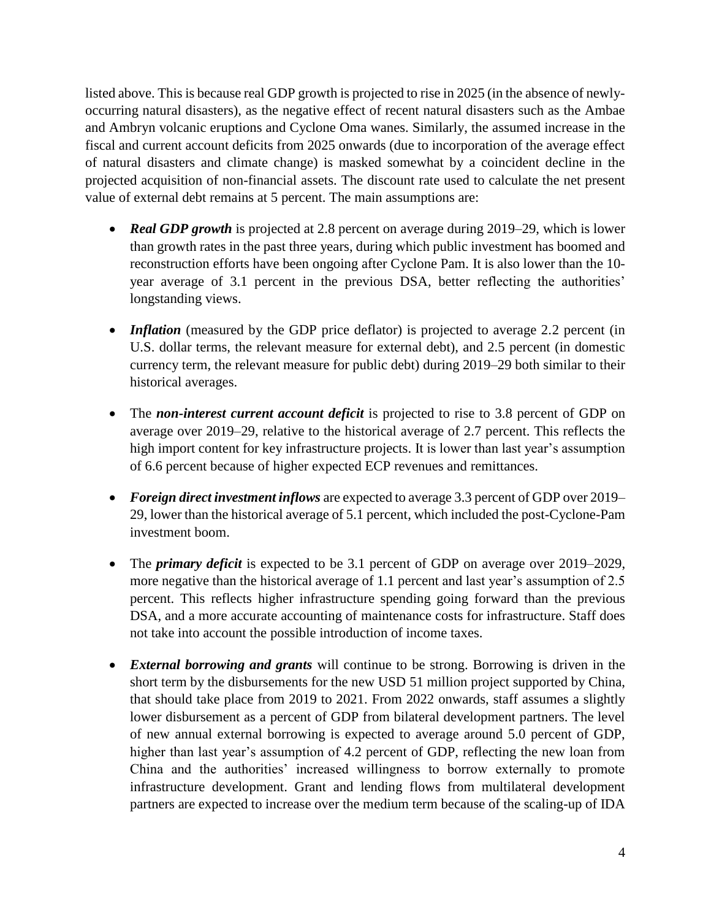listed above. This is because real GDP growth is projected to rise in 2025 (in the absence of newly-occurring natural disasters), as the negative effect of recent natural disasters such as the Ambae and Ambryn volcanic eruptions and Cyclone Oma wanes. Similarly, the assumed increase in the fiscal and current account deficits from 2025 onwards (due to incorporation of the average effect of natural disasters and climate change) is masked somewhat by a coincident decline in the projected acquisition of non-financial assets. The discount rate used to calculate the net present value of external debt remains at 5 percent. The main assumptions are:

- ***Real GDP growth*** is projected at 2.8 percent on average during 2019–29, which is lower than growth rates in the past three years, during which public investment has boomed and reconstruction efforts have been ongoing after Cyclone Pam. It is also lower than the 10-year average of 3.1 percent in the previous DSA, better reflecting the authorities' longstanding views.

- ***Inflation*** (measured by the GDP price deflator) is projected to average 2.2 percent (in U.S. dollar terms, the relevant measure for external debt), and 2.5 percent (in domestic currency term, the relevant measure for public debt) during 2019–29 both similar to their historical averages.

- The ***non-interest current account deficit*** is projected to rise to 3.8 percent of GDP on average over 2019–29, relative to the historical average of 2.7 percent. This reflects the high import content for key infrastructure projects. It is lower than last year's assumption of 6.6 percent because of higher expected ECP revenues and remittances.

- ***Foreign direct investment inflows*** are expected to average 3.3 percent of GDP over 2019–29, lower than the historical average of 5.1 percent, which included the post-Cyclone-Pam investment boom.

- The ***primary deficit*** is expected to be 3.1 percent of GDP on average over 2019–2029, more negative than the historical average of 1.1 percent and last year's assumption of 2.5 percent. This reflects higher infrastructure spending going forward than the previous DSA, and a more accurate accounting of maintenance costs for infrastructure. Staff does not take into account the possible introduction of income taxes.

- ***External borrowing and grants*** will continue to be strong. Borrowing is driven in the short term by the disbursements for the new USD 51 million project supported by China, that should take place from 2019 to 2021. From 2022 onwards, staff assumes a slightly lower disbursement as a percent of GDP from bilateral development partners. The level of new annual external borrowing is expected to average around 5.0 percent of GDP, higher than last year's assumption of 4.2 percent of GDP, reflecting the new loan from China and the authorities' increased willingness to borrow externally to promote infrastructure development. Grant and lending flows from multilateral development partners are expected to increase over the medium term because of the scaling-up of IDA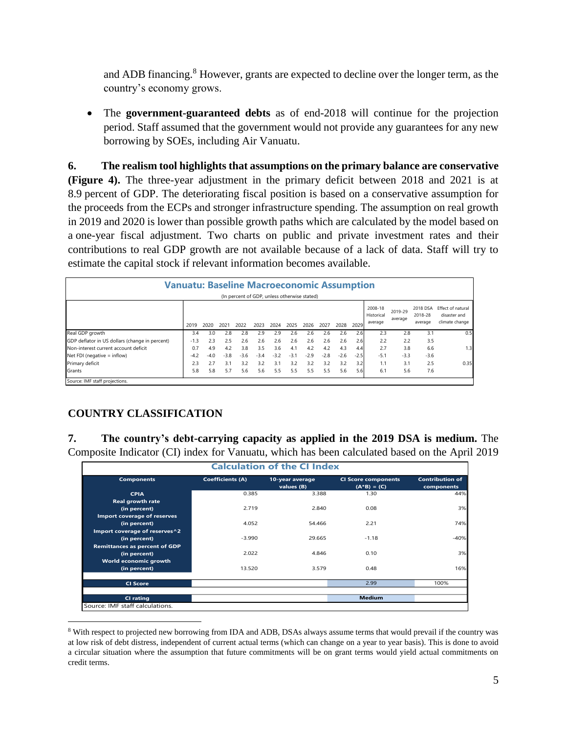and ADB financing.[8] However, grants are expected to decline over the longer term, as the country's economy grows.

- The **government-guaranteed debts** as of end-2018 will continue for the projection period. Staff assumed that the government would not provide any guarantees for any new borrowing by SOEs, including Air Vanuatu.

**6. The realism tool highlights that assumptions on the primary balance are conservative (Figure 4).** The three-year adjustment in the primary deficit between 2018 and 2021 is at 8.9 percent of GDP. The deteriorating fiscal position is based on a conservative assumption for the proceeds from the ECPs and stronger infrastructure spending. The assumption on real growth in 2019 and 2020 is lower than possible growth paths which are calculated by the model based on a one-year fiscal adjustment. Two charts on public and private investment rates and their contributions to real GDP growth are not available because of a lack of data. Staff will try to estimate the capital stock if relevant information becomes available.

**Vanuatu: Baseline Macroeconomic Assumption**

(In percent of GDP, unless otherwise stated)

| | 2019 | 2020 | 2021 | 2022 | 2023 | 2024 | 2025 | 2026 | 2027 | 2028 | 2029 | 2008-18 Historical average | 2019-29 average | 2018 DSA 2018-28 average | Effect of natural disaster and climate change |
|---|---|---|---|---|---|---|---|---|---|---|---|---|---|---|---|
| Real GDP growth | 3.4 | 3.0 | 2.8 | 2.8 | 2.9 | 2.9 | 2.6 | 2.6 | 2.6 | 2.6 | 2.6 | 2.3 | 2.8 | 3.1 | 0.5 |
| GDP deflator in US dollars (change in percent) | -1.3 | 2.3 | 2.5 | 2.6 | 2.6 | 2.6 | 2.6 | 2.6 | 2.6 | 2.6 | 2.6 | 2.2 | 2.2 | 3.5 | |
| Non-interest current account deficit | 0.7 | 4.9 | 4.2 | 3.8 | 3.5 | 3.6 | 4.1 | 4.2 | 4.2 | 4.3 | 4.4 | 2.7 | 3.8 | 6.6 | 1.3 |
| Net FDI (negative = inflow) | -4.2 | -4.0 | -3.8 | -3.6 | -3.4 | -3.2 | -3.1 | -2.9 | -2.8 | -2.6 | -2.5 | -5.1 | -3.3 | -3.6 | |
| Primary deficit | 2.3 | 2.7 | 3.1 | 3.2 | 3.2 | 3.1 | 3.2 | 3.2 | 3.2 | 3.2 | 3.2 | 1.1 | 3.1 | 2.5 | 0.35 |
| Grants | 5.8 | 5.8 | 5.7 | 5.6 | 5.6 | 5.5 | 5.5 | 5.5 | 5.5 | 5.6 | 5.6 | 6.1 | 5.6 | 7.6 | |

Source: IMF staff projections.

## COUNTRY CLASSIFICATION

**7. The country's debt-carrying capacity as applied in the 2019 DSA is medium.** The Composite Indicator (CI) index for Vanuatu, which has been calculated based on the April 2019

**Calculation of the CI Index**

| Components | Coefficients (A) | 10-year average values (B) | CI Score components (A*B) = (C) | Contribution of components |
|---|---|---|---|---|
| CPIA | 0.385 | 3.388 | 1.30 | 44% |
| Real growth rate (in percent) | 2.719 | 2.840 | 0.08 | 3% |
| Import coverage of reserves (in percent) | 4.052 | 54.466 | 2.21 | 74% |
| Import coverage of reserves^2 (in percent) | -3.990 | 29.665 | -1.18 | -40% |
| Remittances as percent of GDP (in percent) | 2.022 | 4.846 | 0.10 | 3% |
| World economic growth (in percent) | 13.520 | 3.579 | 0.48 | 16% |
| CI Score | | | 2.99 | 100% |
| CI rating | | | Medium | |

Source: IMF staff calculations.

[8] With respect to projected new borrowing from IDA and ADB, DSAs always assume terms that would prevail if the country was at low risk of debt distress, independent of current actual terms (which can change on a year to year basis). This is done to avoid a circular situation where the assumption that future commitments will be on grant terms would yield actual commitments on credit terms.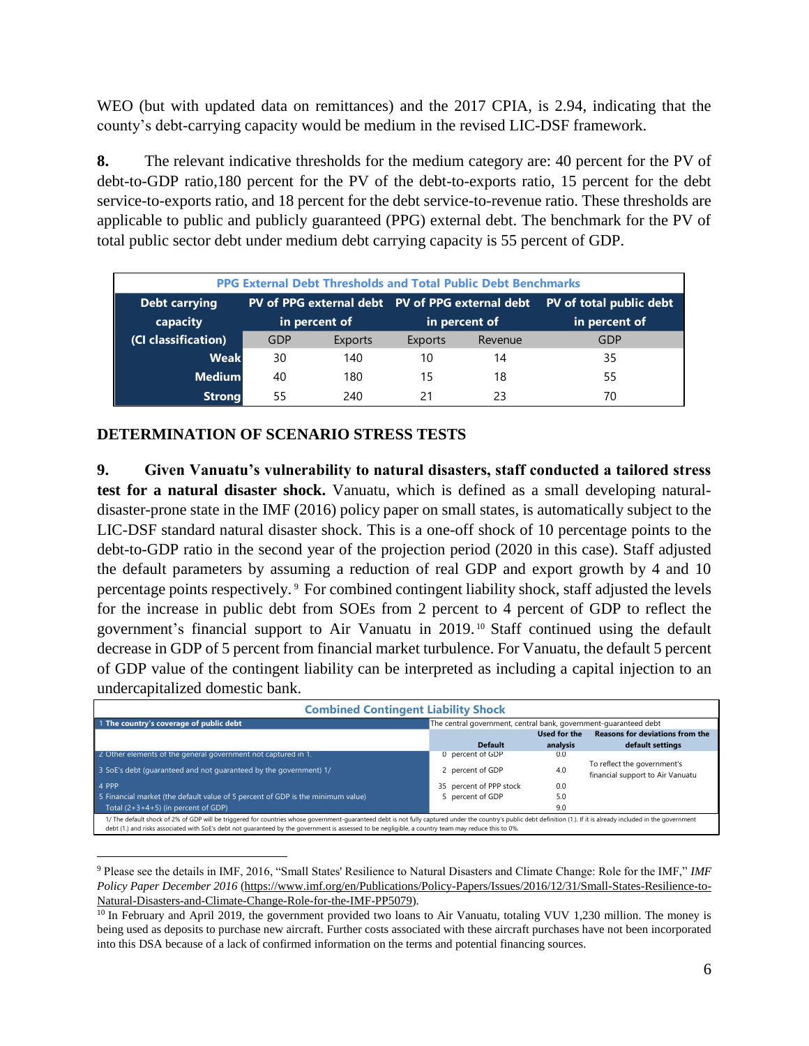WEO (but with updated data on remittances) and the 2017 CPIA, is 2.94, indicating that the county's debt-carrying capacity would be medium in the revised LIC-DSF framework.

**8.** The relevant indicative thresholds for the medium category are: 40 percent for the PV of debt-to-GDP ratio,180 percent for the PV of the debt-to-exports ratio, 15 percent for the debt service-to-exports ratio, and 18 percent for the debt service-to-revenue ratio. These thresholds are applicable to public and publicly guaranteed (PPG) external debt. The benchmark for the PV of total public sector debt under medium debt carrying capacity is 55 percent of GDP.

| PPG External Debt Thresholds and Total Public Debt Benchmarks | | | | | |
|---|---|---|---|---|---|
| Debt carrying capacity (CI classification) | PV of PPG external debt in percent of | | PV of PPG external debt in percent of | | PV of total public debt in percent of |
| | GDP | Exports | Exports | Revenue | GDP |
| Weak | 30 | 140 | 10 | 14 | 35 |
| Medium | 40 | 180 | 15 | 18 | 55 |
| Strong | 55 | 240 | 21 | 23 | 70 |

## DETERMINATION OF SCENARIO STRESS TESTS

**9. Given Vanuatu's vulnerability to natural disasters, staff conducted a tailored stress test for a natural disaster shock.** Vanuatu, which is defined as a small developing natural-disaster-prone state in the IMF (2016) policy paper on small states, is automatically subject to the LIC-DSF standard natural disaster shock. This is a one-off shock of 10 percentage points to the debt-to-GDP ratio in the second year of the projection period (2020 in this case). Staff adjusted the default parameters by assuming a reduction of real GDP and export growth by 4 and 10 percentage points respectively.[9] For combined contingent liability shock, staff adjusted the levels for the increase in public debt from SOEs from 2 percent to 4 percent of GDP to reflect the government's financial support to Air Vanuatu in 2019.[10] Staff continued using the default decrease in GDP of 5 percent from financial market turbulence. For Vanuatu, the default 5 percent of GDP value of the contingent liability can be interpreted as including a capital injection to an undercapitalized domestic bank.

| Combined Contingent Liability Shock | | | |
|---|---|---|---|
| 1 The country's coverage of public debt | The central government, central bank, government-guaranteed debt | | |
| | Default | Used for the analysis | Reasons for deviations from the default settings |
| 2 Other elements of the general government not captured in 1. | 0 percent of GDP | 0.0 | |
| 3 SoE's debt (guaranteed and not guaranteed by the government) 1/ | 2 percent of GDP | 4.0 | To reflect the government's financial support to Air Vanuatu |
| 4 PPP | 35 percent of PPP stock | 0.0 | |
| 5 Financial market (the default value of 5 percent of GDP is the minimum value) | 5 percent of GDP | 5.0 | |
| Total (2+3+4+5) (in percent of GDP) | | 9.0 | |

1/ The default shock of 2% of GDP will be triggered for countries whose government-guaranteed debt is not fully captured under the country's public debt definition (1.). If it is already included in the government debt (1.) and risks associated with SoE's debt not guaranteed by the government is assessed to be negligible, a country team may reduce this to 0%.

---

[9] Please see the details in IMF, 2016, "Small States' Resilience to Natural Disasters and Climate Change: Role for the IMF," *IMF Policy Paper December 2016* (https://www.imf.org/en/Publications/Policy-Papers/Issues/2016/12/31/Small-States-Resilience-to-Natural-Disasters-and-Climate-Change-Role-for-the-IMF-PP5079).

[10] In February and April 2019, the government provided two loans to Air Vanuatu, totaling VUV 1,230 million. The money is being used as deposits to purchase new aircraft. Further costs associated with these aircraft purchases have not been incorporated into this DSA because of a lack of confirmed information on the terms and potential financing sources.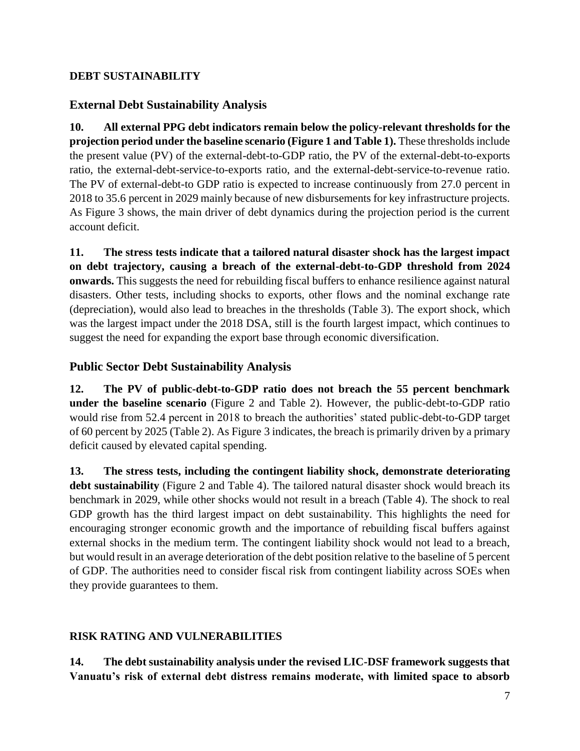## DEBT SUSTAINABILITY

### External Debt Sustainability Analysis

**10. All external PPG debt indicators remain below the policy-relevant thresholds for the projection period under the baseline scenario (Figure 1 and Table 1).** These thresholds include the present value (PV) of the external-debt-to-GDP ratio, the PV of the external-debt-to-exports ratio, the external-debt-service-to-exports ratio, and the external-debt-service-to-revenue ratio. The PV of external-debt-to GDP ratio is expected to increase continuously from 27.0 percent in 2018 to 35.6 percent in 2029 mainly because of new disbursements for key infrastructure projects. As Figure 3 shows, the main driver of debt dynamics during the projection period is the current account deficit.

**11. The stress tests indicate that a tailored natural disaster shock has the largest impact on debt trajectory, causing a breach of the external-debt-to-GDP threshold from 2024 onwards.** This suggests the need for rebuilding fiscal buffers to enhance resilience against natural disasters. Other tests, including shocks to exports, other flows and the nominal exchange rate (depreciation), would also lead to breaches in the thresholds (Table 3). The export shock, which was the largest impact under the 2018 DSA, still is the fourth largest impact, which continues to suggest the need for expanding the export base through economic diversification.

### Public Sector Debt Sustainability Analysis

**12. The PV of public-debt-to-GDP ratio does not breach the 55 percent benchmark under the baseline scenario** (Figure 2 and Table 2). However, the public-debt-to-GDP ratio would rise from 52.4 percent in 2018 to breach the authorities' stated public-debt-to-GDP target of 60 percent by 2025 (Table 2). As Figure 3 indicates, the breach is primarily driven by a primary deficit caused by elevated capital spending.

**13. The stress tests, including the contingent liability shock, demonstrate deteriorating debt sustainability** (Figure 2 and Table 4). The tailored natural disaster shock would breach its benchmark in 2029, while other shocks would not result in a breach (Table 4). The shock to real GDP growth has the third largest impact on debt sustainability. This highlights the need for encouraging stronger economic growth and the importance of rebuilding fiscal buffers against external shocks in the medium term. The contingent liability shock would not lead to a breach, but would result in an average deterioration of the debt position relative to the baseline of 5 percent of GDP. The authorities need to consider fiscal risk from contingent liability across SOEs when they provide guarantees to them.

## RISK RATING AND VULNERABILITIES

**14. The debt sustainability analysis under the revised LIC-DSF framework suggests that Vanuatu's risk of external debt distress remains moderate, with limited space to absorb**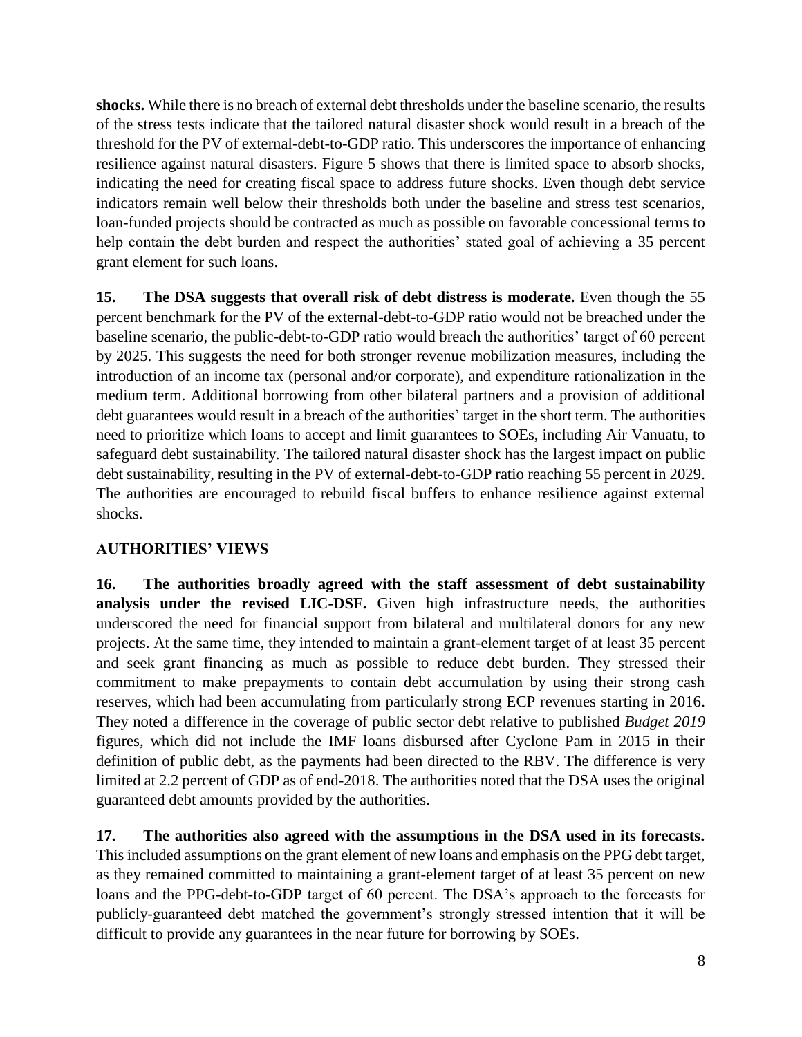**shocks.** While there is no breach of external debt thresholds under the baseline scenario, the results of the stress tests indicate that the tailored natural disaster shock would result in a breach of the threshold for the PV of external-debt-to-GDP ratio. This underscores the importance of enhancing resilience against natural disasters. Figure 5 shows that there is limited space to absorb shocks, indicating the need for creating fiscal space to address future shocks. Even though debt service indicators remain well below their thresholds both under the baseline and stress test scenarios, loan-funded projects should be contracted as much as possible on favorable concessional terms to help contain the debt burden and respect the authorities' stated goal of achieving a 35 percent grant element for such loans.

**15. The DSA suggests that overall risk of debt distress is moderate.** Even though the 55 percent benchmark for the PV of the external-debt-to-GDP ratio would not be breached under the baseline scenario, the public-debt-to-GDP ratio would breach the authorities' target of 60 percent by 2025. This suggests the need for both stronger revenue mobilization measures, including the introduction of an income tax (personal and/or corporate), and expenditure rationalization in the medium term. Additional borrowing from other bilateral partners and a provision of additional debt guarantees would result in a breach of the authorities' target in the short term. The authorities need to prioritize which loans to accept and limit guarantees to SOEs, including Air Vanuatu, to safeguard debt sustainability. The tailored natural disaster shock has the largest impact on public debt sustainability, resulting in the PV of external-debt-to-GDP ratio reaching 55 percent in 2029. The authorities are encouraged to rebuild fiscal buffers to enhance resilience against external shocks.

## AUTHORITIES' VIEWS

**16. The authorities broadly agreed with the staff assessment of debt sustainability analysis under the revised LIC-DSF.** Given high infrastructure needs, the authorities underscored the need for financial support from bilateral and multilateral donors for any new projects. At the same time, they intended to maintain a grant-element target of at least 35 percent and seek grant financing as much as possible to reduce debt burden. They stressed their commitment to make prepayments to contain debt accumulation by using their strong cash reserves, which had been accumulating from particularly strong ECP revenues starting in 2016. They noted a difference in the coverage of public sector debt relative to published *Budget 2019* figures, which did not include the IMF loans disbursed after Cyclone Pam in 2015 in their definition of public debt, as the payments had been directed to the RBV. The difference is very limited at 2.2 percent of GDP as of end-2018. The authorities noted that the DSA uses the original guaranteed debt amounts provided by the authorities.

**17. The authorities also agreed with the assumptions in the DSA used in its forecasts.** This included assumptions on the grant element of new loans and emphasis on the PPG debt target, as they remained committed to maintaining a grant-element target of at least 35 percent on new loans and the PPG-debt-to-GDP target of 60 percent. The DSA's approach to the forecasts for publicly-guaranteed debt matched the government's strongly stressed intention that it will be difficult to provide any guarantees in the near future for borrowing by SOEs.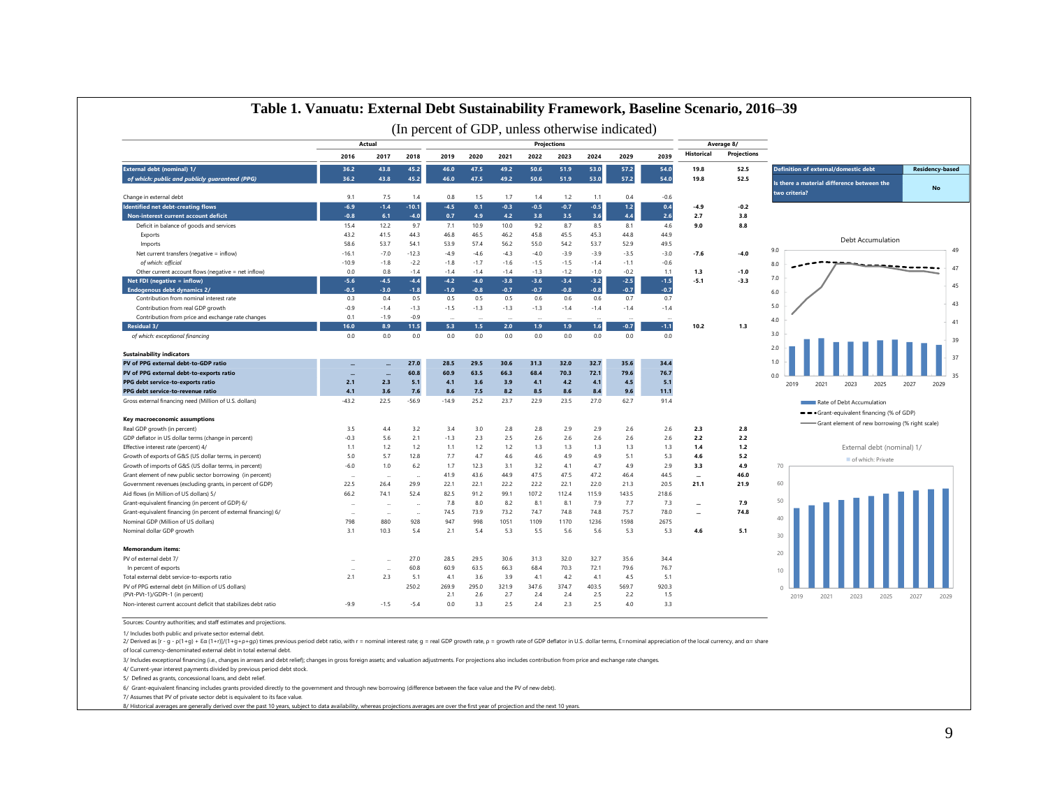# Table 1. Vanuatu: External Debt Sustainability Framework, Baseline Scenario, 2016–39

(In percent of GDP, unless otherwise indicated)

| | Actual | | | Projections | | | | | | | | Average 8/ | |
|---|---|---|---|---|---|---|---|---|---|---|---|---|---|
| | 2016 | 2017 | 2018 | 2019 | 2020 | 2021 | 2022 | 2023 | 2024 | 2029 | 2039 | Historical | Projections |
| **External debt (nominal) 1/** | 36.2 | 43.8 | 45.2 | 46.0 | 47.5 | 49.2 | 50.6 | 51.9 | 53.0 | 57.2 | 54.0 | 19.8 | 52.5 |
| *of which: public and publicly guaranteed (PPG)* | 36.2 | 43.8 | 45.2 | 46.0 | 47.5 | 49.2 | 50.6 | 51.9 | 53.0 | 57.2 | 54.0 | 19.8 | 52.5 |
| Change in external debt | 9.1 | 7.5 | 1.4 | 0.8 | 1.5 | 1.7 | 1.4 | 1.2 | 1.1 | 0.4 | -0.6 | | |
| **Identified net debt-creating flows** | -6.9 | -1.4 | -10.1 | -4.5 | 0.1 | -0.3 | -0.5 | -0.7 | -0.5 | 1.2 | 0.4 | -4.9 | -0.2 |
| **Non-interest current account deficit** | -0.8 | 6.1 | -4.0 | 0.7 | 4.9 | 4.2 | 3.8 | 3.5 | 3.6 | 4.4 | 2.6 | 2.7 | 3.8 |
| Deficit in balance of goods and services | 15.4 | 12.2 | 9.7 | 7.1 | 10.9 | 10.0 | 9.2 | 8.7 | 8.5 | 8.1 | 4.6 | 9.0 | 8.8 |
| Exports | 43.2 | 41.5 | 44.3 | 46.8 | 46.5 | 46.2 | 45.8 | 45.5 | 45.3 | 44.8 | 44.9 | | |
| Imports | 58.6 | 53.7 | 54.1 | 53.9 | 57.4 | 56.2 | 55.0 | 54.2 | 53.7 | 52.9 | 49.5 | | |
| Net current transfers (negative = inflow) | -16.1 | -7.0 | -12.3 | -4.9 | -4.6 | -4.3 | -4.0 | -3.9 | -3.9 | -3.5 | -3.0 | -7.6 | -4.0 |
| *of which: official* | -10.9 | -1.8 | -2.2 | -1.8 | -1.7 | -1.6 | -1.5 | -1.5 | -1.4 | -1.1 | -0.6 | | |
| Other current account flows (negative = net inflow) | 0.0 | 0.8 | -1.4 | -1.4 | -1.4 | -1.4 | -1.3 | -1.2 | -1.0 | -0.2 | 1.1 | 1.3 | -1.0 |
| **Net FDI (negative = inflow)** | -5.6 | -4.5 | -4.4 | -4.2 | -4.0 | -3.8 | -3.6 | -3.4 | -3.2 | -2.5 | -1.5 | -5.1 | -3.3 |
| **Endogenous debt dynamics 2/** | -0.5 | -3.0 | -1.8 | -1.0 | -0.8 | -0.7 | -0.7 | -0.8 | -0.8 | -0.7 | -0.7 | | |
| Contribution from nominal interest rate | 0.3 | 0.4 | 0.5 | 0.5 | 0.5 | 0.5 | 0.6 | 0.6 | 0.6 | 0.7 | 0.7 | | |
| Contribution from real GDP growth | -0.9 | -1.4 | -1.3 | -1.5 | -1.3 | -1.3 | -1.3 | -1.4 | -1.4 | -1.4 | -1.4 | | |
| Contribution from price and exchange rate changes | 0.1 | -1.9 | -0.9 | ... | ... | ... | ... | ... | ... | ... | ... | | |
| **Residual 3/** | 16.0 | 8.9 | 11.5 | 5.3 | 1.5 | 2.0 | 1.9 | 1.9 | 1.6 | -0.7 | -1.1 | 10.2 | 1.3 |
| *of which: exceptional financing* | 0.0 | 0.0 | 0.0 | 0.0 | 0.0 | 0.0 | 0.0 | 0.0 | 0.0 | 0.0 | 0.0 | | |
| **Sustainability indicators** | | | | | | | | | | | | | |
| **PV of PPG external debt-to-GDP ratio** | ... | ... | 27.0 | 28.5 | 29.5 | 30.6 | 31.3 | 32.0 | 32.7 | 35.6 | 34.4 | | |
| **PV of PPG external debt-to-exports ratio** | ... | ... | 60.8 | 60.9 | 63.5 | 66.3 | 68.4 | 70.3 | 72.1 | 79.6 | 76.7 | | |
| **PPG debt service-to-exports ratio** | 2.1 | 2.3 | 5.1 | 4.1 | 3.6 | 3.9 | 4.1 | 4.2 | 4.1 | 4.5 | 5.1 | | |
| **PPG debt service-to-revenue ratio** | 4.1 | 3.6 | 7.6 | 8.6 | 7.5 | 8.2 | 8.5 | 8.6 | 8.4 | 9.6 | 11.1 | | |
| Gross external financing need (Million of U.S. dollars) | -43.2 | 22.5 | -56.9 | -14.9 | 25.2 | 23.7 | 22.9 | 23.5 | 27.0 | 62.7 | 91.4 | | |
| **Key macroeconomic assumptions** | | | | | | | | | | | | | |
| Real GDP growth (in percent) | 3.5 | 4.4 | 3.2 | 3.4 | 3.0 | 2.8 | 2.8 | 2.9 | 2.9 | 2.6 | 2.6 | 2.3 | 2.8 |
| GDP deflator in US dollar terms (change in percent) | -0.3 | 5.6 | 2.1 | -1.3 | 2.3 | 2.5 | 2.6 | 2.6 | 2.6 | 2.6 | 2.6 | 2.2 | 2.2 |
| Effective interest rate (percent) 4/ | 1.1 | 1.2 | 1.2 | 1.1 | 1.2 | 1.2 | 1.3 | 1.3 | 1.3 | 1.3 | 1.3 | 1.4 | 1.2 |
| Growth of exports of G&S (US dollar terms, in percent) | 5.0 | 5.7 | 12.8 | 7.7 | 4.7 | 4.6 | 4.6 | 4.9 | 4.9 | 5.1 | 5.3 | 4.6 | 5.2 |
| Growth of imports of G&S (US dollar terms, in percent) | -6.0 | 1.0 | 6.2 | 1.7 | 12.3 | 3.1 | 3.2 | 4.1 | 4.7 | 4.9 | 2.9 | 3.3 | 4.9 |
| Grant element of new public sector borrowing (in percent) | ... | ... | ... | 41.9 | 43.6 | 44.9 | 47.5 | 47.5 | 47.2 | 46.4 | 44.5 | ... | 46.0 |
| Government revenues (excluding grants, in percent of GDP) | 22.5 | 26.4 | 29.9 | 22.1 | 22.1 | 22.2 | 22.2 | 22.1 | 22.0 | 21.3 | 20.5 | 21.1 | 21.9 |
| Aid flows (in Million of US dollars) 5/ | 66.2 | 74.1 | 52.4 | 82.5 | 91.2 | 99.1 | 107.2 | 112.4 | 115.9 | 143.5 | 218.6 | | |
| Grant-equivalent financing (in percent of GDP) 6/ | ... | ... | ... | 7.8 | 8.0 | 8.2 | 8.1 | 8.1 | 7.9 | 7.7 | 7.3 | ... | 7.9 |
| Grant-equivalent financing (in percent of external financing) 6/ | ... | ... | ... | 74.5 | 73.9 | 73.2 | 74.7 | 74.8 | 74.8 | 75.7 | 78.0 | ... | 74.8 |
| Nominal GDP (Million of US dollars) | 798 | 880 | 928 | 947 | 998 | 1051 | 1109 | 1170 | 1236 | 1598 | 2675 | | |
| Nominal dollar GDP growth | 3.1 | 10.3 | 5.4 | 2.1 | 5.4 | 5.3 | 5.5 | 5.6 | 5.6 | 5.3 | 5.3 | 4.6 | 5.1 |
| **Memorandum items:** | | | | | | | | | | | | | |
| PV of external debt 7/ | ... | ... | 27.0 | 28.5 | 29.5 | 30.6 | 31.3 | 32.0 | 32.7 | 35.6 | 34.4 | | |
| In percent of exports | ... | ... | 60.8 | 60.9 | 63.5 | 66.3 | 68.4 | 70.3 | 72.1 | 79.6 | 76.7 | | |
| Total external debt service-to-exports ratio | 2.1 | 2.3 | 5.1 | 4.1 | 3.6 | 3.9 | 4.1 | 4.2 | 4.1 | 4.5 | 5.1 | | |
| PV of PPG external debt (in Million of US dollars) | | | 250.2 | 269.9 | 295.0 | 321.9 | 347.6 | 374.7 | 403.5 | 569.7 | 920.3 | | |
| (PVt-PVt-1)/GDPt-1 (in percent) | | | | 2.1 | 2.6 | 2.7 | 2.4 | 2.4 | 2.5 | 2.2 | 1.5 | | |
| Non-interest current account deficit that stabilizes debt ratio | -9.9 | -1.5 | -5.4 | 0.0 | 3.3 | 2.5 | 2.4 | 2.3 | 2.5 | 4.0 | 3.3 | | |

| Definition of external/domestic debt | Residency-based |
|---|---|
| Is there a material difference between the two criteria? | No |

Debt Accumulation

- Rate of Debt Accumulation
- Grant-equivalent financing (% of GDP)
- Grant element of new borrowing (% right scale)

External debt (nominal) 1/

- of which: Private

Sources: Country authorities; and staff estimates and projections.

1/ Includes both public and private sector external debt.

2/ Derived as $[r - g - \rho(1+g) + \varepsilon\alpha(1+r)]/(1+g+\rho+g\rho)$ times previous period debt ratio, with r = nominal interest rate; g = real GDP growth rate, ρ = growth rate of GDP deflator in U.S. dollar terms, ε=nominal appreciation of the local currency, and α= share of local currency-denominated external debt in total external debt.

3/ Includes exceptional financing (i.e., changes in arrears and debt relief); changes in gross foreign assets; and valuation adjustments. For projections also includes contribution from price and exchange rate changes.

4/ Current-year interest payments divided by previous period debt stock.

5/ Defined as grants, concessional loans, and debt relief.

6/ Grant-equivalent financing includes grants provided directly to the government and through new borrowing (difference between the face value and the PV of new debt).

7/ Assumes that PV of private sector debt is equivalent to its face value.

8/ Historical averages are generally derived over the past 10 years, subject to data availability, whereas projections averages are over the first year of projection and the next 10 years.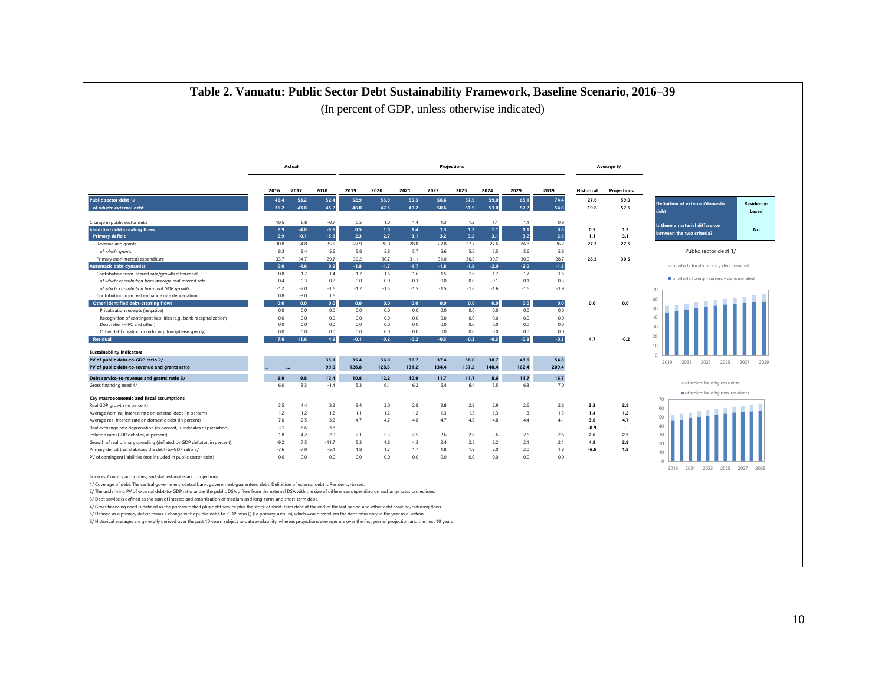# Table 2. Vanuatu: Public Sector Debt Sustainability Framework, Baseline Scenario, 2016–39

(In percent of GDP, unless otherwise indicated)

| | Actual | | | Projections | | | | | | | | Average 6/ | |
|---|---|---|---|---|---|---|---|---|---|---|---|---|---|
| | 2016 | 2017 | 2018 | 2019 | 2020 | 2021 | 2022 | 2023 | 2024 | 2029 | 2039 | Historical | Projections |
| **Public sector debt 1/** | 46.4 | 53.2 | 52.4 | 52.9 | 53.9 | 55.3 | 56.6 | 57.9 | 59.0 | 65.1 | 74.4 | 27.6 | 59.0 |
| **of which: external debt** | 36.2 | 43.8 | 45.2 | 46.0 | 47.5 | 49.2 | 50.6 | 51.9 | 53.0 | 57.2 | 54.0 | 19.8 | 52.5 |
| | | | | | | | | | | | | | |
| Change in public sector debt | 10.5 | 6.8 | -0.7 | 0.5 | 1.0 | 1.4 | 1.3 | 1.2 | 1.1 | 1.1 | 0.8 | | |
| **Identified debt-creating flows** | 2.9 | -4.8 | -5.6 | 0.5 | 1.0 | 1.4 | 1.3 | 1.2 | 1.1 | 1.1 | 0.8 | 0.5 | 1.2 |
| **Primary deficit** | 2.9 | -0.1 | -5.8 | 2.3 | 2.7 | 3.1 | 3.2 | 3.2 | 3.1 | 3.2 | 2.6 | 1.1 | 3.1 |
| Revenue and grants | 30.8 | 34.8 | 35.5 | 27.9 | 28.0 | 28.0 | 27.8 | 27.7 | 27.6 | 26.8 | 26.2 | 27.3 | 27.5 |
| *of which: grants* | 8.3 | 8.4 | 5.6 | 5.8 | 5.8 | 5.7 | 5.6 | 5.6 | 5.5 | 5.6 | 5.6 | | |
| Primary (noninterest) expenditure | 33.7 | 34.7 | 29.7 | 30.2 | 30.7 | 31.1 | 31.0 | 30.9 | 30.7 | 30.0 | 28.7 | 28.3 | 30.5 |
| **Automatic debt dynamics** | 0.0 | -4.6 | 0.2 | -1.8 | -1.7 | -1.7 | -1.8 | -1.9 | -2.0 | -2.0 | -1.8 | | |
| Contribution from interest rate/growth differential | -0.8 | -1.7 | -1.4 | -1.7 | -1.5 | -1.6 | -1.5 | -1.6 | -1.7 | -1.7 | -1.5 | | |
| *of which: contribution from average real interest rate* | 0.4 | 0.3 | 0.2 | 0.0 | 0.0 | -0.1 | 0.0 | 0.0 | -0.1 | -0.1 | 0.3 | | |
| *of which: contribution from real GDP growth* | -1.2 | -2.0 | -1.6 | -1.7 | -1.5 | -1.5 | -1.5 | -1.6 | -1.6 | -1.6 | -1.9 | | |
| Contribution from real exchange rate depreciation | 0.8 | -3.0 | 1.6 | ... | ... | ... | ... | ... | ... | ... | ... | | |
| **Other identified debt-creating flows** | 0.0 | 0.0 | 0.0 | 0.0 | 0.0 | 0.0 | 0.0 | 0.0 | 0.0 | 0.0 | 0.0 | 0.0 | 0.0 |
| Privatization receipts (negative) | 0.0 | 0.0 | 0.0 | 0.0 | 0.0 | 0.0 | 0.0 | 0.0 | 0.0 | 0.0 | 0.0 | | |
| Recognition of contingent liabilities (e.g., bank recapitalization) | 0.0 | 0.0 | 0.0 | 0.0 | 0.0 | 0.0 | 0.0 | 0.0 | 0.0 | 0.0 | 0.0 | | |
| Debt relief (HIPC and other) | 0.0 | 0.0 | 0.0 | 0.0 | 0.0 | 0.0 | 0.0 | 0.0 | 0.0 | 0.0 | 0.0 | | |
| Other debt creating or reducing flow (please specify) | 0.0 | 0.0 | 0.0 | 0.0 | 0.0 | 0.0 | 0.0 | 0.0 | 0.0 | 0.0 | 0.0 | | |
| **Residual** | 7.6 | 11.6 | 4.9 | -0.1 | -0.2 | -0.2 | -0.3 | -0.3 | -0.3 | -0.3 | -0.3 | 4.7 | -0.2 |
| | | | | | | | | | | | | | |
| **Sustainability indicators** | | | | | | | | | | | | | |
| **PV of public debt-to-GDP ratio 2/** | ... | ... | 35.1 | 35.4 | 36.0 | 36.7 | 37.4 | 38.0 | 38.7 | 43.6 | 54.8 | | |
| **PV of public debt-to-revenue and grants ratio** | ... | ... | 99.0 | 126.8 | 128.6 | 131.2 | 134.4 | 137.2 | 140.4 | 162.4 | 209.4 | | |
| **Debt service-to-revenue and grants ratio 3/** | 9.9 | 9.8 | 12.4 | 10.8 | 12.2 | 10.9 | 11.7 | 11.7 | 8.6 | 11.7 | 16.7 | | |
| Gross financing need 4/ | 6.0 | 3.3 | -1.4 | 5.3 | 6.1 | 6.2 | 6.4 | 6.4 | 5.5 | 6.3 | 7.0 | | |
| | | | | | | | | | | | | | |
| **Key macroeconomic and fiscal assumptions** | | | | | | | | | | | | | |
| Real GDP growth (in percent) | 3.5 | 4.4 | 3.2 | 3.4 | 3.0 | 2.8 | 2.8 | 2.9 | 2.9 | 2.6 | 2.6 | 2.3 | 2.8 |
| Average nominal interest rate on external debt (in percent) | 1.2 | 1.2 | 1.2 | 1.1 | 1.2 | 1.2 | 1.3 | 1.3 | 1.3 | 1.3 | 1.3 | 1.4 | 1.2 |
| Average real interest rate on domestic debt (in percent) | 7.0 | 2.5 | 3.2 | 4.7 | 4.7 | 4.8 | 4.7 | 4.8 | 4.8 | 4.4 | 4.1 | 3.8 | 4.7 |
| Real exchange rate depreciation (in percent, + indicates depreciation) | 3.1 | -8.6 | 3.8 | ... | ... | ... | ... | ... | ... | ... | ... | -0.9 | ... |
| Inflation rate (GDP deflator, in percent) | 1.8 | 4.2 | 2.9 | 2.1 | 2.3 | 2.5 | 2.6 | 2.6 | 2.6 | 2.6 | 2.6 | 2.6 | 2.5 |
| Growth of real primary spending (deflated by GDP deflator, in percent) | -9.2 | 7.5 | -11.7 | 5.3 | 4.6 | 4.3 | 2.4 | 2.5 | 2.2 | 2.1 | 2.1 | 4.9 | 2.9 |
| Primary deficit that stabilizes the debt-to-GDP ratio 5/ | -7.6 | -7.0 | -5.1 | 1.8 | 1.7 | 1.7 | 1.8 | 1.9 | 2.0 | 2.0 | 1.8 | -6.5 | 1.9 |
| PV of contingent liabilities (not included in public sector debt) | 0.0 | 0.0 | 0.0 | 0.0 | 0.0 | 0.0 | 0.0 | 0.0 | 0.0 | 0.0 | 0.0 | | |

| | |
|---|---|
| **Definition of external/domestic debt** | **Residency-based** |
| **Is there a material difference between the two criteria?** | **No** |

Public sector debt 1/

Sources: Country authorities; and staff estimates and projections.

1/ Coverage of debt: The central government, central bank, government-guaranteed debt. Definition of external debt is Residency-based.

2/ The underlying PV of external debt-to-GDP ratio under the public DSA differs from the external DSA with the size of differences depending on exchange rates projections.

3/ Debt service is defined as the sum of interest and amortization of medium and long-term, and short-term debt.

4/ Gross financing need is defined as the primary deficit plus debt service plus the stock of short-term debt at the end of the last period and other debt creating/reducing flows.

5/ Defined as a primary deficit minus a change in the public debt-to-GDP ratio ((-): a primary surplus), which would stabilize the debt ratio only in the year in question.

6/ Historical averages are generally derived over the past 10 years, subject to data availability, whereas projections averages are over the first year of projection and the next 10 years.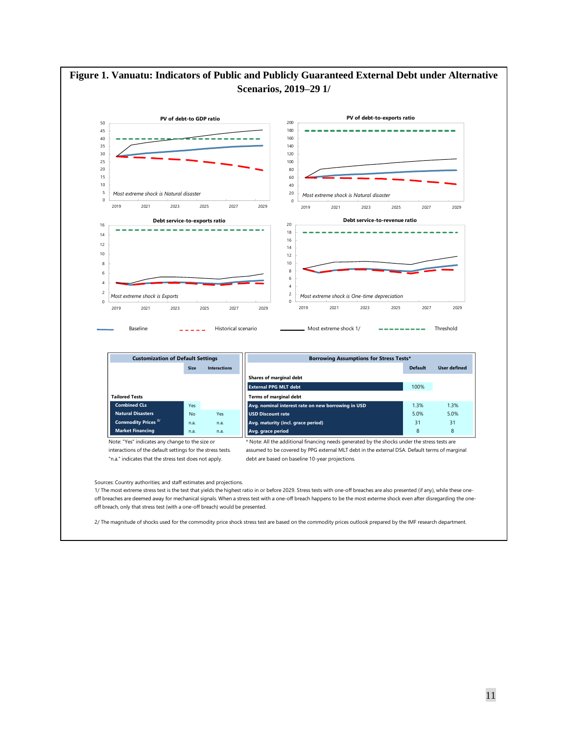# Figure 1. Vanuatu: Indicators of Public and Publicly Guaranteed External Debt under Alternative Scenarios, 2019–29 1/

**PV of debt-to GDP ratio**

*Most extreme shock is Natural disaster*

**PV of debt-to-exports ratio**

*Most extreme shock is Natural disaster*

**Debt service-to-exports ratio**

*Most extreme shock is Exports*

**Debt service-to-revenue ratio**

*Most extreme shock is One-time depreciation*

Baseline — Historical scenario — Most extreme shock 1/ — Threshold

| Customization of Default Settings | Size | Interactions |
|---|---|---|
| **Tailored Tests** | | |
| Combined CLs | Yes | |
| Natural Disasters | No | Yes |
| Commodity Prices 2/ | n.a. | n.a. |
| Market Financing | n.a. | n.a. |

Note: "Yes" indicates any change to the size or interactions of the default settings for the stress tests. "n.a." indicates that the stress test does not apply.

| Borrowing Assumptions for Stress Tests* | Default | User defined |
|---|---|---|
| **Shares of marginal debt** | | |
| External PPG MLT debt | 100% | |
| **Terms of marginal debt** | | |
| Avg. nominal interest rate on new borrowing in USD | 1.3% | 1.3% |
| USD Discount rate | 5.0% | 5.0% |
| Avg. maturity (incl. grace period) | 31 | 31 |
| Avg. grace period | 8 | 8 |

\* Note: All the additional financing needs generated by the shocks under the stress tests are assumed to be covered by PPG external MLT debt in the external DSA. Default terms of marginal debt are based on baseline 10-year projections.

Sources: Country authorities; and staff estimates and projections.

1/ The most extreme stress test is the test that yields the highest ratio in or before 2029. Stress tests with one-off breaches are also presented (if any), while these one-off breaches are deemed away for mechanical signals. When a stress test with a one-off breach happens to be the most exterme shock even after disregarding the one-off breach, only that stress test (with a one-off breach) would be presented.

2/ The magnitude of shocks used for the commodity price shock stress test are based on the commodity prices outlook prepared by the IMF research department.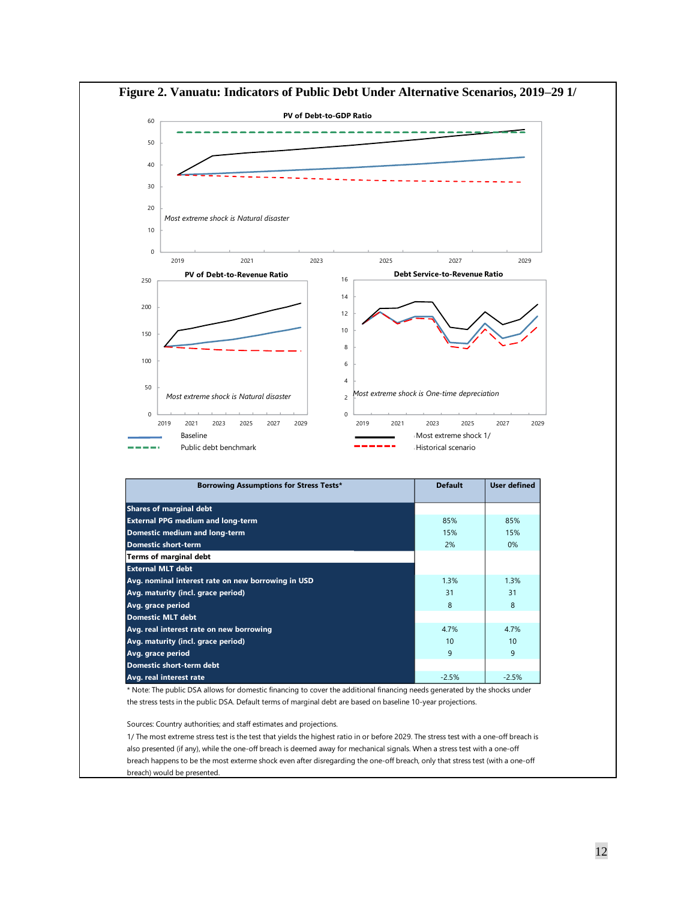# Figure 2. Vanuatu: Indicators of Public Debt Under Alternative Scenarios, 2019–29 1/

**PV of Debt-to-GDP Ratio**

*Most extreme shock is Natural disaster*

**PV of Debt-to-Revenue Ratio**

*Most extreme shock is Natural disaster*

**Debt Service-to-Revenue Ratio**

*Most extreme shock is One-time depreciation*

Baseline — Most extreme shock 1/ — Public debt benchmark — Historical scenario

| Borrowing Assumptions for Stress Tests* | Default | User defined |
|---|---|---|
| **Shares of marginal debt** | | |
| External PPG medium and long-term | 85% | 85% |
| Domestic medium and long-term | 15% | 15% |
| Domestic short-term | 2% | 0% |
| **Terms of marginal debt** | | |
| External MLT debt | | |
| Avg. nominal interest rate on new borrowing in USD | 1.3% | 1.3% |
| Avg. maturity (incl. grace period) | 31 | 31 |
| Avg. grace period | 8 | 8 |
| Domestic MLT debt | | |
| Avg. real interest rate on new borrowing | 4.7% | 4.7% |
| Avg. maturity (incl. grace period) | 10 | 10 |
| Avg. grace period | 9 | 9 |
| Domestic short-term debt | | |
| Avg. real interest rate | -2.5% | -2.5% |

* Note: The public DSA allows for domestic financing to cover the additional financing needs generated by the shocks under the stress tests in the public DSA. Default terms of marginal debt are based on baseline 10-year projections.

Sources: Country authorities; and staff estimates and projections.

1/ The most extreme stress test is the test that yields the highest ratio in or before 2029. The stress test with a one-off breach is also presented (if any), while the one-off breach is deemed away for mechanical signals. When a stress test with a one-off breach happens to be the most exterme shock even after disregarding the one-off breach, only that stress test (with a one-off breach) would be presented.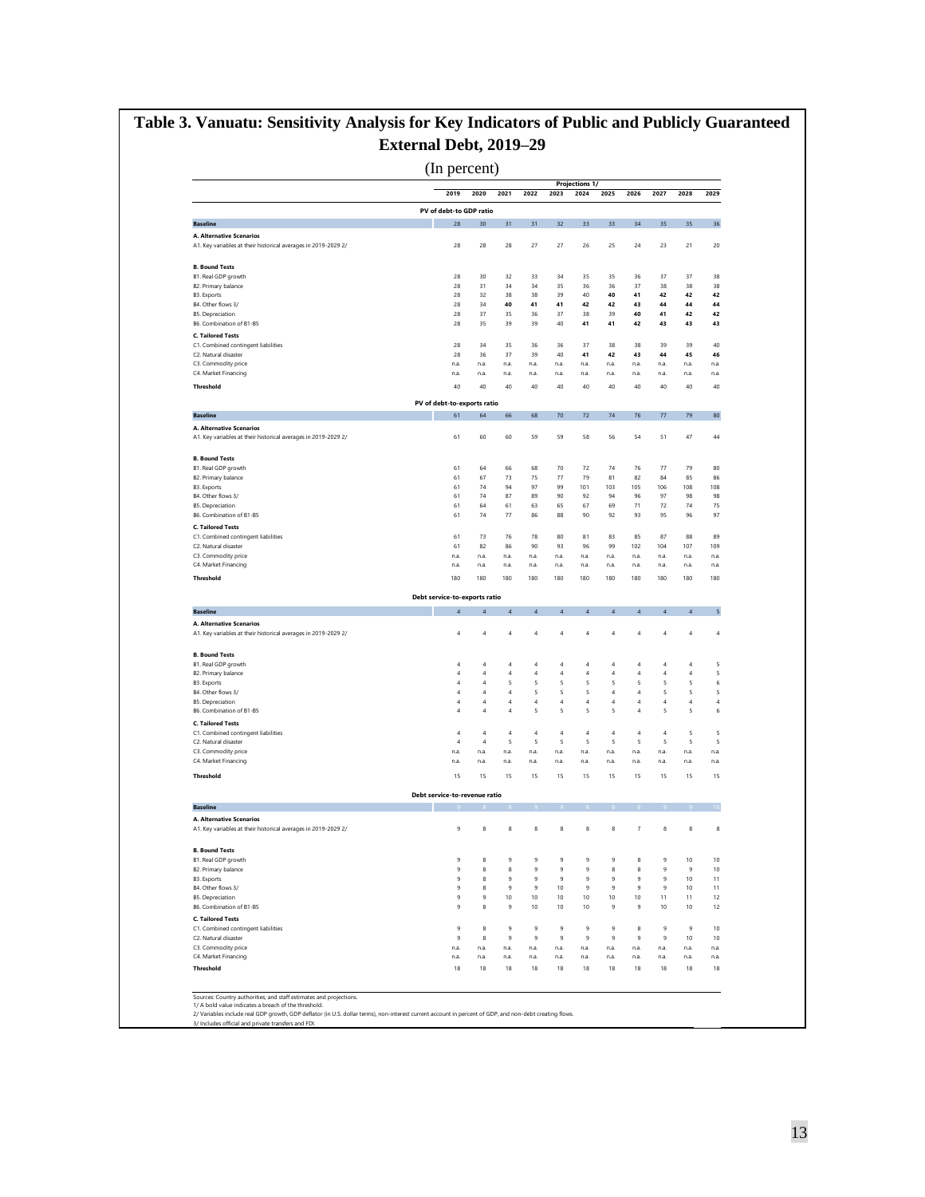# Table 3. Vanuatu: Sensitivity Analysis for Key Indicators of Public and Publicly Guaranteed External Debt, 2019–29

(In percent)

| | 2019 | 2020 | 2021 | 2022 | 2023 | 2024 | 2025 | 2026 | 2027 | 2028 | 2029 |
|---|---|---|---|---|---|---|---|---|---|---|---|
| | | | | | | Projections 1/ | | | | | |
| **PV of debt-to GDP ratio** | | | | | | | | | | | |
| **Baseline** | 28 | 30 | 31 | 31 | 32 | 33 | 33 | 34 | 35 | 35 | 36 |
| **A. Alternative Scenarios** | | | | | | | | | | | |
| A1. Key variables at their historical averages in 2019-2029 2/ | 28 | 28 | 28 | 27 | 27 | 26 | 25 | 24 | 23 | 21 | 20 |
| **B. Bound Tests** | | | | | | | | | | | |
| B1. Real GDP growth | 28 | 30 | 32 | 33 | 34 | 35 | 35 | 36 | 37 | 37 | 38 |
| B2. Primary balance | 28 | 31 | 34 | 34 | 35 | 36 | 36 | 37 | 38 | 38 | 38 |
| B3. Exports | 28 | 32 | 38 | 38 | 39 | 40 | **40** | **41** | **42** | **42** | **42** |
| B4. Other flows 3/ | 28 | 34 | **40** | **41** | **41** | **42** | **42** | **43** | **44** | **44** | **44** |
| B5. Depreciation | 28 | 37 | 35 | 36 | 37 | 38 | 39 | **40** | **41** | **42** | **42** |
| B6. Combination of B1-B5 | 28 | 35 | 39 | 39 | 40 | **41** | **41** | **42** | **43** | **43** | **43** |
| **C. Tailored Tests** | | | | | | | | | | | |
| C1. Combined contingent liabilities | 28 | 34 | 35 | 36 | 36 | 37 | 38 | 38 | 39 | 39 | 40 |
| C2. Natural disaster | 28 | 36 | 37 | 39 | 40 | **41** | **42** | **43** | **44** | **45** | **46** |
| C3. Commodity price | n.a. | n.a. | n.a. | n.a. | n.a. | n.a. | n.a. | n.a. | n.a. | n.a. | n.a. |
| C4. Market Financing | n.a. | n.a. | n.a. | n.a. | n.a. | n.a. | n.a. | n.a. | n.a. | n.a. | n.a. |
| **Threshold** | 40 | 40 | 40 | 40 | 40 | 40 | 40 | 40 | 40 | 40 | 40 |
| **PV of debt-to-exports ratio** | | | | | | | | | | | |
| **Baseline** | 61 | 64 | 66 | 68 | 70 | 72 | 74 | 76 | 77 | 79 | 80 |
| **A. Alternative Scenarios** | | | | | | | | | | | |
| A1. Key variables at their historical averages in 2019-2029 2/ | 61 | 60 | 60 | 59 | 59 | 58 | 56 | 54 | 51 | 47 | 44 |
| **B. Bound Tests** | | | | | | | | | | | |
| B1. Real GDP growth | 61 | 64 | 66 | 68 | 70 | 72 | 74 | 76 | 77 | 79 | 80 |
| B2. Primary balance | 61 | 67 | 73 | 75 | 77 | 79 | 81 | 82 | 84 | 85 | 86 |
| B3. Exports | 61 | 74 | 94 | 97 | 99 | 101 | 103 | 105 | 106 | 108 | 108 |
| B4. Other flows 3/ | 61 | 74 | 87 | 89 | 90 | 92 | 94 | 96 | 97 | 98 | 98 |
| B5. Depreciation | 61 | 64 | 61 | 63 | 65 | 67 | 69 | 71 | 72 | 74 | 75 |
| B6. Combination of B1-B5 | 61 | 74 | 77 | 86 | 88 | 90 | 92 | 93 | 95 | 96 | 97 |
| **C. Tailored Tests** | | | | | | | | | | | |
| C1. Combined contingent liabilities | 61 | 73 | 76 | 78 | 80 | 81 | 83 | 85 | 87 | 88 | 89 |
| C2. Natural disaster | 61 | 82 | 86 | 90 | 93 | 96 | 99 | 102 | 104 | 107 | 109 |
| C3. Commodity price | n.a. | n.a. | n.a. | n.a. | n.a. | n.a. | n.a. | n.a. | n.a. | n.a. | n.a. |
| C4. Market Financing | n.a. | n.a. | n.a. | n.a. | n.a. | n.a. | n.a. | n.a. | n.a. | n.a. | n.a. |
| **Threshold** | 180 | 180 | 180 | 180 | 180 | 180 | 180 | 180 | 180 | 180 | 180 |
| **Debt service-to-exports ratio** | | | | | | | | | | | |
| **Baseline** | 4 | 4 | 4 | 4 | 4 | 4 | 4 | 4 | 4 | 4 | 5 |
| **A. Alternative Scenarios** | | | | | | | | | | | |
| A1. Key variables at their historical averages in 2019-2029 2/ | 4 | 4 | 4 | 4 | 4 | 4 | 4 | 4 | 4 | 4 | 4 |
| **B. Bound Tests** | | | | | | | | | | | |
| B1. Real GDP growth | 4 | 4 | 4 | 4 | 4 | 4 | 4 | 4 | 4 | 4 | 5 |
| B2. Primary balance | 4 | 4 | 4 | 4 | 4 | 4 | 4 | 4 | 4 | 4 | 5 |
| B3. Exports | 4 | 4 | 5 | 5 | 5 | 5 | 5 | 5 | 5 | 5 | 6 |
| B4. Other flows 3/ | 4 | 4 | 4 | 5 | 5 | 5 | 4 | 4 | 5 | 5 | 5 |
| B5. Depreciation | 4 | 4 | 4 | 4 | 4 | 4 | 4 | 4 | 4 | 4 | 4 |
| B6. Combination of B1-B5 | 4 | 4 | 4 | 5 | 5 | 5 | 5 | 4 | 5 | 5 | 6 |
| **C. Tailored Tests** | | | | | | | | | | | |
| C1. Combined contingent liabilities | 4 | 4 | 4 | 4 | 4 | 4 | 4 | 4 | 4 | 5 | 5 |
| C2. Natural disaster | 4 | 4 | 5 | 5 | 5 | 5 | 5 | 5 | 5 | 5 | 5 |
| C3. Commodity price | n.a. | n.a. | n.a. | n.a. | n.a. | n.a. | n.a. | n.a. | n.a. | n.a. | n.a. |
| C4. Market Financing | n.a. | n.a. | n.a. | n.a. | n.a. | n.a. | n.a. | n.a. | n.a. | n.a. | n.a. |
| **Threshold** | 15 | 15 | 15 | 15 | 15 | 15 | 15 | 15 | 15 | 15 | 15 |
| **Debt service-to-revenue ratio** | | | | | | | | | | | |
| **Baseline** | 9 | 8 | 8 | 9 | 9 | 8 | 8 | 8 | 9 | 9 | 10 |
| **A. Alternative Scenarios** | | | | | | | | | | | |
| A1. Key variables at their historical averages in 2019-2029 2/ | 9 | 8 | 8 | 8 | 8 | 8 | 8 | 7 | 8 | 8 | 8 |
| **B. Bound Tests** | | | | | | | | | | | |
| B1. Real GDP growth | 9 | 8 | 9 | 9 | 9 | 9 | 9 | 8 | 9 | 10 | 10 |
| B2. Primary balance | 9 | 8 | 8 | 9 | 9 | 9 | 8 | 8 | 9 | 9 | 10 |
| B3. Exports | 9 | 8 | 9 | 9 | 9 | 9 | 9 | 9 | 9 | 10 | 11 |
| B4. Other flows 3/ | 9 | 8 | 9 | 9 | 10 | 9 | 9 | 9 | 9 | 10 | 11 |
| B5. Depreciation | 9 | 9 | 10 | 10 | 10 | 10 | 10 | 10 | 11 | 11 | 12 |
| B6. Combination of B1-B5 | 9 | 8 | 9 | 10 | 10 | 10 | 9 | 9 | 10 | 10 | 12 |
| **C. Tailored Tests** | | | | | | | | | | | |
| C1. Combined contingent liabilities | 9 | 8 | 9 | 9 | 9 | 9 | 9 | 8 | 9 | 9 | 10 |
| C2. Natural disaster | 9 | 8 | 9 | 9 | 9 | 9 | 9 | 9 | 9 | 10 | 10 |
| C3. Commodity price | n.a. | n.a. | n.a. | n.a. | n.a. | n.a. | n.a. | n.a. | n.a. | n.a. | n.a. |
| C4. Market Financing | n.a. | n.a. | n.a. | n.a. | n.a. | n.a. | n.a. | n.a. | n.a. | n.a. | n.a. |
| **Threshold** | 18 | 18 | 18 | 18 | 18 | 18 | 18 | 18 | 18 | 18 | 18 |

Sources: Country authorities; and staff estimates and projections.
1/ A bold value indicates a breach of the threshold.
2/ Variables include real GDP growth, GDP deflator (in U.S. dollar terms), non-interest current account in percent of GDP, and non-debt creating flows.
3/ Includes official and private transfers and FDI.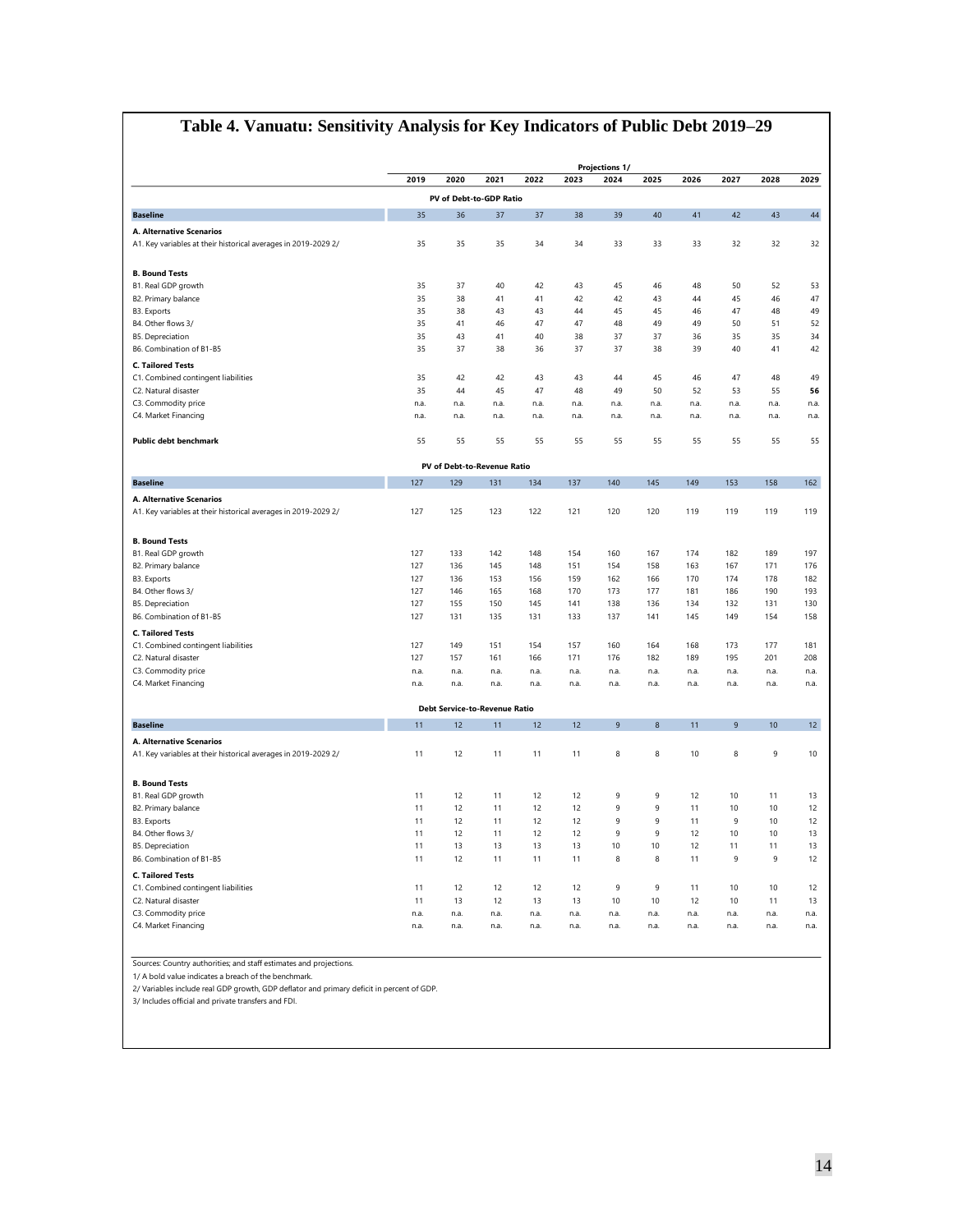## Table 4. Vanuatu: Sensitivity Analysis for Key Indicators of Public Debt 2019–29

| | 2019 | 2020 | 2021 | 2022 | 2023 | 2024 | 2025 | 2026 | 2027 | 2028 | 2029 |
|---|---|---|---|---|---|---|---|---|---|---|---|
| | Projections 1/ | | | | | | | | | | |
| **PV of Debt-to-GDP Ratio** | | | | | | | | | | | |
| **Baseline** | 35 | 36 | 37 | 37 | 38 | 39 | 40 | 41 | 42 | 43 | 44 |
| **A. Alternative Scenarios** | | | | | | | | | | | |
| A1. Key variables at their historical averages in 2019-2029 2/ | 35 | 35 | 35 | 34 | 34 | 33 | 33 | 33 | 32 | 32 | 32 |
| **B. Bound Tests** | | | | | | | | | | | |
| B1. Real GDP growth | 35 | 37 | 40 | 42 | 43 | 45 | 46 | 48 | 50 | 52 | 53 |
| B2. Primary balance | 35 | 38 | 41 | 41 | 42 | 42 | 43 | 44 | 45 | 46 | 47 |
| B3. Exports | 35 | 38 | 43 | 43 | 44 | 45 | 45 | 46 | 47 | 48 | 49 |
| B4. Other flows 3/ | 35 | 41 | 46 | 47 | 47 | 48 | 49 | 49 | 50 | 51 | 52 |
| B5. Depreciation | 35 | 43 | 41 | 40 | 38 | 37 | 37 | 36 | 35 | 35 | 34 |
| B6. Combination of B1-B5 | 35 | 37 | 38 | 36 | 37 | 37 | 38 | 39 | 40 | 41 | 42 |
| **C. Tailored Tests** | | | | | | | | | | | |
| C1. Combined contingent liabilities | 35 | 42 | 42 | 43 | 43 | 44 | 45 | 46 | 47 | 48 | 49 |
| C2. Natural disaster | 35 | 44 | 45 | 47 | 48 | 49 | 50 | 52 | 53 | 55 | **56** |
| C3. Commodity price | n.a. | n.a. | n.a. | n.a. | n.a. | n.a. | n.a. | n.a. | n.a. | n.a. | n.a. |
| C4. Market Financing | n.a. | n.a. | n.a. | n.a. | n.a. | n.a. | n.a. | n.a. | n.a. | n.a. | n.a. |
| **Public debt benchmark** | 55 | 55 | 55 | 55 | 55 | 55 | 55 | 55 | 55 | 55 | 55 |
| **PV of Debt-to-Revenue Ratio** | | | | | | | | | | | |
| **Baseline** | 127 | 129 | 131 | 134 | 137 | 140 | 145 | 149 | 153 | 158 | 162 |
| **A. Alternative Scenarios** | | | | | | | | | | | |
| A1. Key variables at their historical averages in 2019-2029 2/ | 127 | 125 | 123 | 122 | 121 | 120 | 120 | 119 | 119 | 119 | 119 |
| **B. Bound Tests** | | | | | | | | | | | |
| B1. Real GDP growth | 127 | 133 | 142 | 148 | 154 | 160 | 167 | 174 | 182 | 189 | 197 |
| B2. Primary balance | 127 | 136 | 145 | 148 | 151 | 154 | 158 | 163 | 167 | 171 | 176 |
| B3. Exports | 127 | 136 | 153 | 156 | 159 | 162 | 166 | 170 | 174 | 178 | 182 |
| B4. Other flows 3/ | 127 | 146 | 165 | 168 | 170 | 173 | 177 | 181 | 186 | 190 | 193 |
| B5. Depreciation | 127 | 155 | 150 | 145 | 141 | 138 | 136 | 134 | 132 | 131 | 130 |
| B6. Combination of B1-B5 | 127 | 131 | 135 | 131 | 133 | 137 | 141 | 145 | 149 | 154 | 158 |
| **C. Tailored Tests** | | | | | | | | | | | |
| C1. Combined contingent liabilities | 127 | 149 | 151 | 154 | 157 | 160 | 164 | 168 | 173 | 177 | 181 |
| C2. Natural disaster | 127 | 157 | 161 | 166 | 171 | 176 | 182 | 189 | 195 | 201 | 208 |
| C3. Commodity price | n.a. | n.a. | n.a. | n.a. | n.a. | n.a. | n.a. | n.a. | n.a. | n.a. | n.a. |
| C4. Market Financing | n.a. | n.a. | n.a. | n.a. | n.a. | n.a. | n.a. | n.a. | n.a. | n.a. | n.a. |
| **Debt Service-to-Revenue Ratio** | | | | | | | | | | | |
| **Baseline** | 11 | 12 | 11 | 12 | 12 | 9 | 8 | 11 | 9 | 10 | 12 |
| **A. Alternative Scenarios** | | | | | | | | | | | |
| A1. Key variables at their historical averages in 2019-2029 2/ | 11 | 12 | 11 | 11 | 11 | 8 | 8 | 10 | 8 | 9 | 10 |
| **B. Bound Tests** | | | | | | | | | | | |
| B1. Real GDP growth | 11 | 12 | 11 | 12 | 12 | 9 | 9 | 12 | 10 | 11 | 13 |
| B2. Primary balance | 11 | 12 | 11 | 12 | 12 | 9 | 9 | 11 | 10 | 10 | 12 |
| B3. Exports | 11 | 12 | 11 | 12 | 12 | 9 | 9 | 11 | 9 | 10 | 12 |
| B4. Other flows 3/ | 11 | 12 | 11 | 12 | 12 | 9 | 9 | 12 | 10 | 10 | 13 |
| B5. Depreciation | 11 | 13 | 13 | 13 | 13 | 10 | 10 | 12 | 11 | 11 | 13 |
| B6. Combination of B1-B5 | 11 | 12 | 11 | 11 | 11 | 8 | 8 | 11 | 9 | 9 | 12 |
| **C. Tailored Tests** | | | | | | | | | | | |
| C1. Combined contingent liabilities | 11 | 12 | 12 | 12 | 12 | 9 | 9 | 11 | 10 | 10 | 12 |
| C2. Natural disaster | 11 | 13 | 12 | 13 | 13 | 10 | 10 | 12 | 10 | 11 | 13 |
| C3. Commodity price | n.a. | n.a. | n.a. | n.a. | n.a. | n.a. | n.a. | n.a. | n.a. | n.a. | n.a. |
| C4. Market Financing | n.a. | n.a. | n.a. | n.a. | n.a. | n.a. | n.a. | n.a. | n.a. | n.a. | n.a. |

Sources: Country authorities; and staff estimates and projections.

1/ A bold value indicates a breach of the benchmark.

2/ Variables include real GDP growth, GDP deflator and primary deficit in percent of GDP.

3/ Includes official and private transfers and FDI.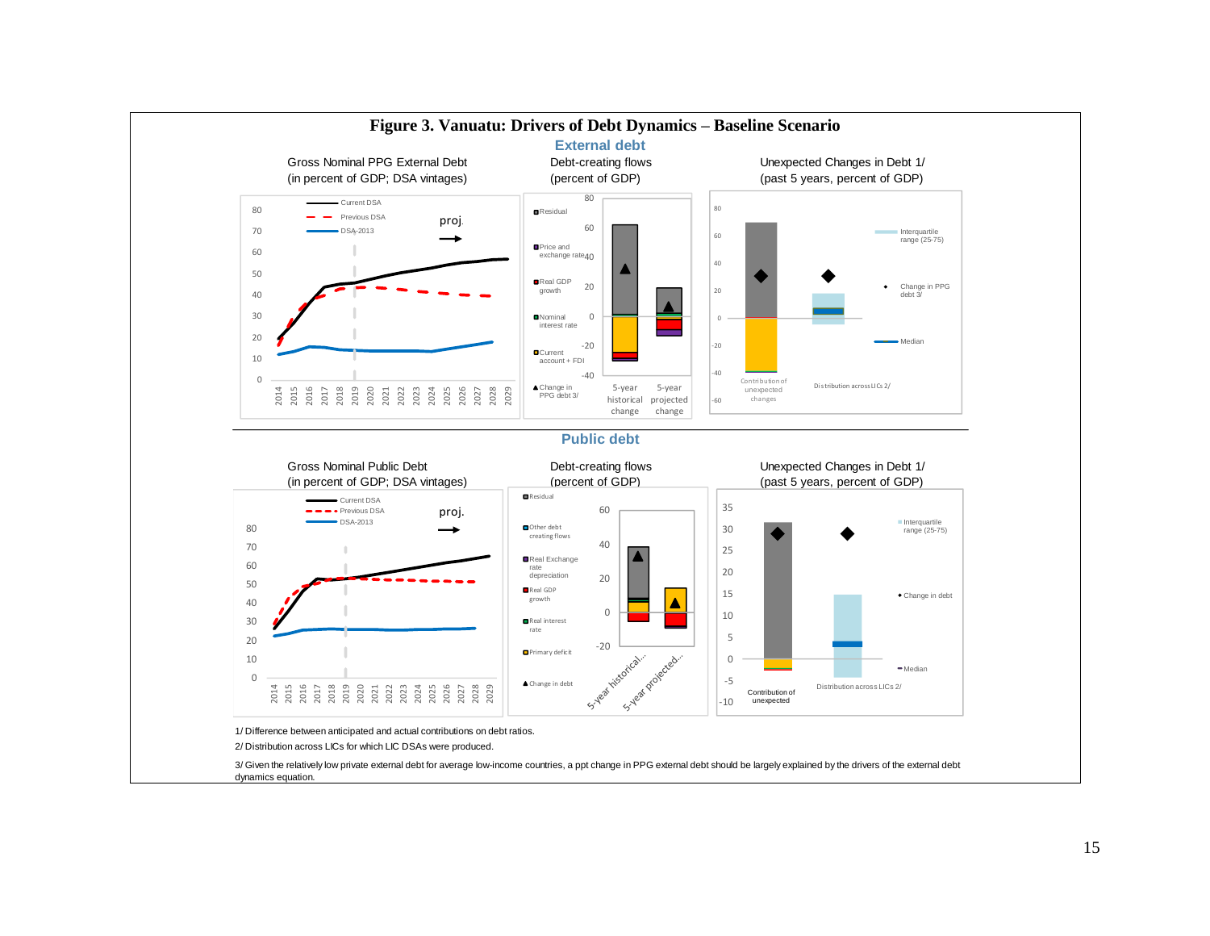# Figure 3. Vanuatu: Drivers of Debt Dynamics – Baseline Scenario

## External debt

**Gross Nominal PPG External Debt (in percent of GDP; DSA vintages)**

Current DSA; Previous DSA; DSA-2013; proj.

**Debt-creating flows (percent of GDP)**

Residual; Price and exchange rate; Real GDP growth; Nominal interest rate; Current account + FDI; Change in PPG debt 3/

5-year historical change; 5-year projected change

**Unexpected Changes in Debt 1/ (past 5 years, percent of GDP)**

Interquartile range (25-75); Change in PPG debt 3/; Median

Contribution of unexpected changes; Distribution across LICs 2/

## Public debt

**Gross Nominal Public Debt (in percent of GDP; DSA vintages)**

Current DSA; Previous DSA; DSA-2013; proj.

**Debt-creating flows (percent of GDP)**

Residual; Other debt creating flows; Real Exchange rate depreciation; Real GDP growth; Real interest rate; Primary deficit; Change in debt

5-year historical...; 5-year projected...

**Unexpected Changes in Debt 1/ (past 5 years, percent of GDP)**

Interquartile range (25-75); Change in debt; Median

Contribution of unexpected; Distribution across LICs 2/

1/ Difference between anticipated and actual contributions on debt ratios.

2/ Distribution across LICs for which LIC DSAs were produced.

3/ Given the relatively low private external debt for average low-income countries, a ppt change in PPG external debt should be largely explained by the drivers of the external debt dynamics equation.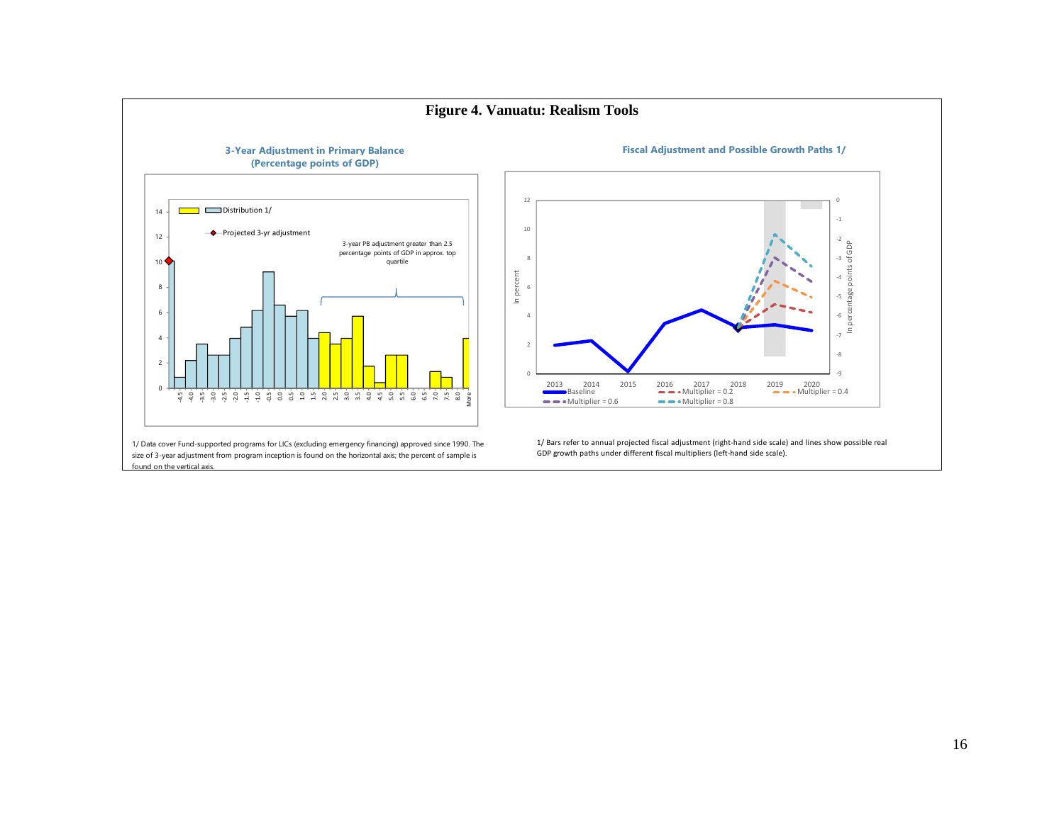# Figure 4. Vanuatu: Realism Tools

**3-Year Adjustment in Primary Balance (Percentage points of GDP)**

1/ Data cover Fund-supported programs for LICs (excluding emergency financing) approved since 1990. The size of 3-year adjustment from program inception is found on the horizontal axis; the percent of sample is found on the vertical axis.

**Fiscal Adjustment and Possible Growth Paths 1/**

1/ Bars refer to annual projected fiscal adjustment (right-hand side scale) and lines show possible real GDP growth paths under different fiscal multipliers (left-hand side scale).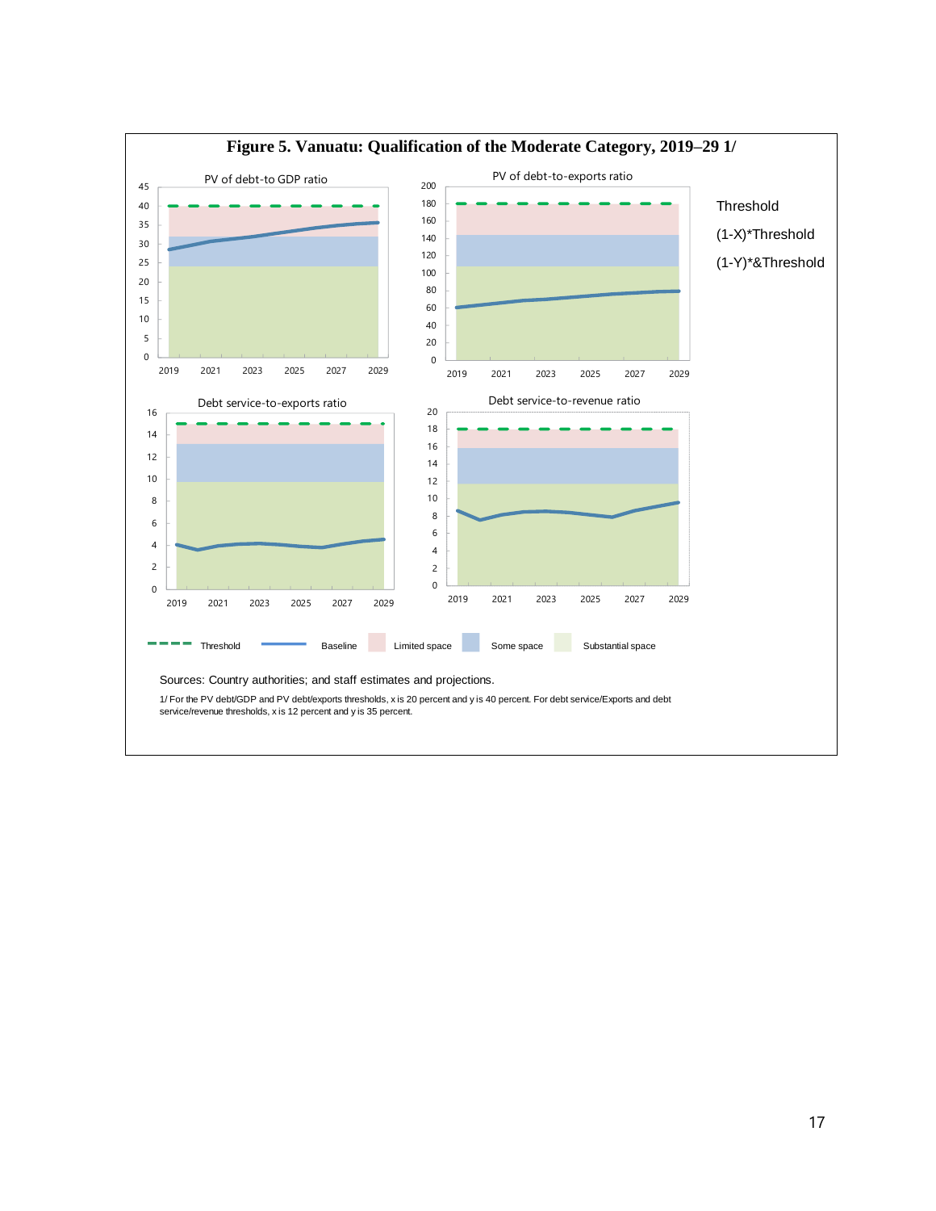**Figure 5. Vanuatu: Qualification of the Moderate Category, 2019–29 1/**

PV of debt-to GDP ratio

0
5
10
15
20
25
30
35
40
45

2019 2021 2023 2025 2027 2029

PV of debt-to-exports ratio

0
20
40
60
80
100
120
140
160
180
200

2019 2021 2023 2025 2027 2029

Threshold

(1-X)*Threshold

(1-Y)*&Threshold

Debt service-to-exports ratio

0
2
4
6
8
10
12
14
16

2019 2021 2023 2025 2027 2029

Debt service-to-revenue ratio

0
2
4
6
8
10
12
14
16
18
20

2019 2021 2023 2025 2027 2029

Threshold   Baseline   Limited space   Some space   Substantial space

Sources: Country authorities; and staff estimates and projections.

1/ For the PV debt/GDP and PV debt/exports thresholds, x is 20 percent and y is 40 percent. For debt service/Exports and debt service/revenue thresholds, x is 12 percent and y is 35 percent.